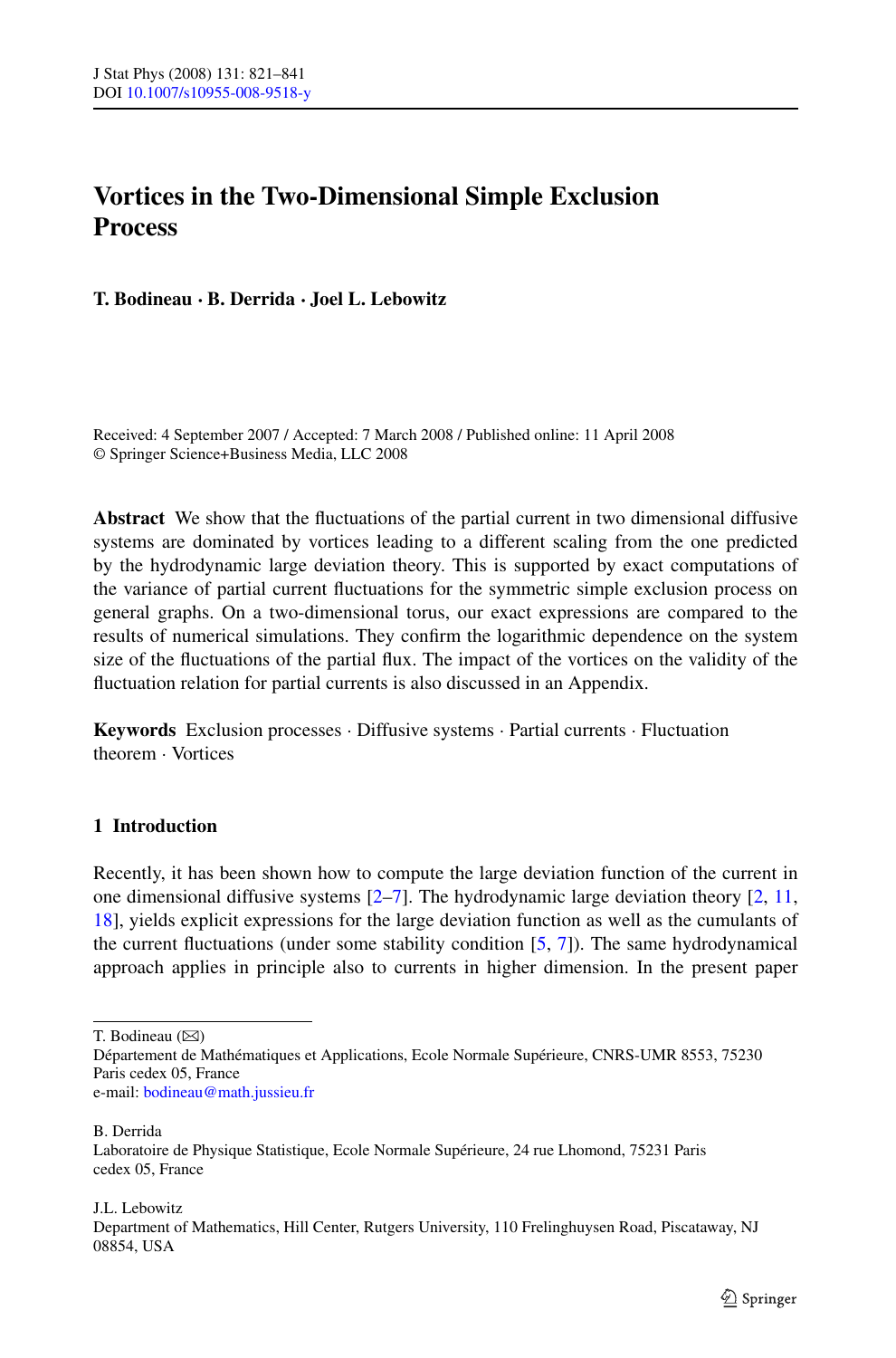# Vortices in the Two-Dimensional Simple Exclusion Process

**T. Bodineau · B. Derrida · Joel L. Lebowitz**

Received: 4 September 2007 / Accepted: 7 March 2008 / Published online: 11 April 2008
© Springer Science+Business Media, LLC 2008

**Abstract** We show that the fluctuations of the partial current in two dimensional diffusive systems are dominated by vortices leading to a different scaling from the one predicted by the hydrodynamic large deviation theory. This is supported by exact computations of the variance of partial current fluctuations for the symmetric simple exclusion process on general graphs. On a two-dimensional torus, our exact expressions are compared to the results of numerical simulations. They confirm the logarithmic dependence on the system size of the fluctuations of the partial flux. The impact of the vortices on the validity of the fluctuation relation for partial currents is also discussed in an Appendix.

**Keywords** Exclusion processes · Diffusive systems · Partial currents · Fluctuation theorem · Vortices

## 1 Introduction

Recently, it has been shown how to compute the large deviation function of the current in one dimensional diffusive systems [2–7]. The hydrodynamic large deviation theory [2, 11, 18], yields explicit expressions for the large deviation function as well as the cumulants of the current fluctuations (under some stability condition [5, 7]). The same hydrodynamical approach applies in principle also to currents in higher dimension. In the present paper

---

T. Bodineau (✉)
Département de Mathématiques et Applications, Ecole Normale Supérieure, CNRS-UMR 8553, 75230 Paris cedex 05, France
e-mail: bodineau@math.jussieu.fr

B. Derrida
Laboratoire de Physique Statistique, Ecole Normale Supérieure, 24 rue Lhomond, 75231 Paris cedex 05, France

J.L. Lebowitz
Department of Mathematics, Hill Center, Rutgers University, 110 Frelinghuysen Road, Piscataway, NJ 08854, USA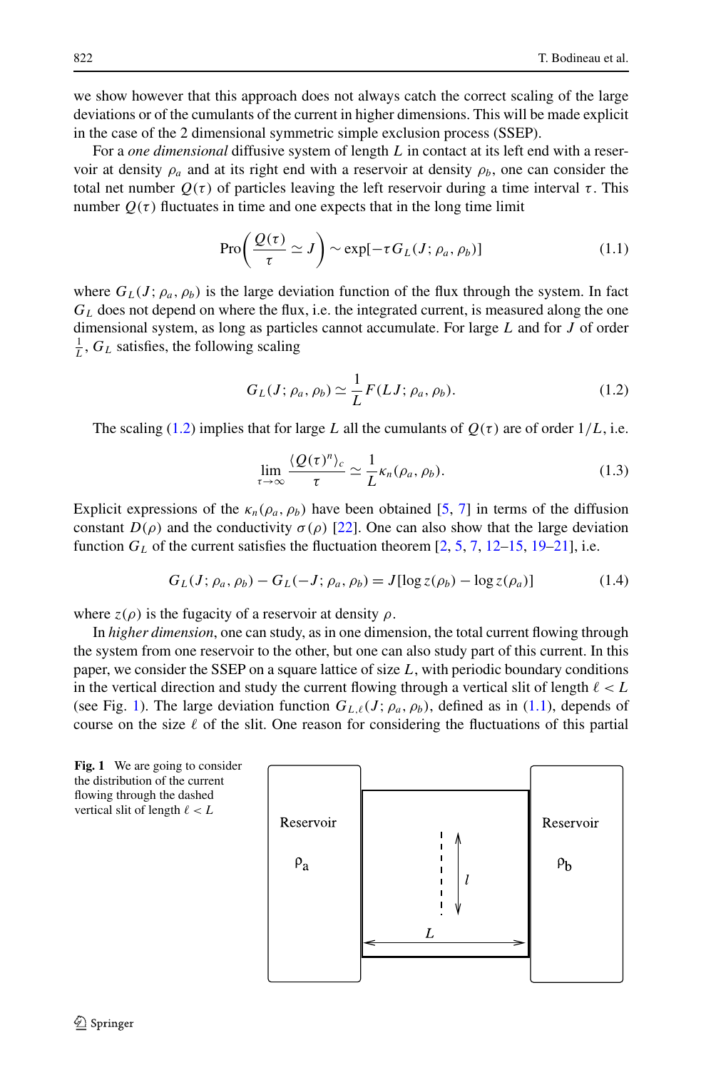we show however that this approach does not always catch the correct scaling of the large deviations or of the cumulants of the current in higher dimensions. This will be made explicit in the case of the 2 dimensional symmetric simple exclusion process (SSEP).

For a *one dimensional* diffusive system of length $L$ in contact at its left end with a reservoir at density $\rho_a$ and at its right end with a reservoir at density $\rho_b$, one can consider the total net number $Q(\tau)$ of particles leaving the left reservoir during a time interval $\tau$. This number $Q(\tau)$ fluctuates in time and one expects that in the long time limit

$$\text{Pro}\left(\frac{Q(\tau)}{\tau} \simeq J\right) \sim \exp[-\tau G_L(J;\rho_a,\rho_b)] \tag{1.1}$$

where $G_L(J;\rho_a,\rho_b)$ is the large deviation function of the flux through the system. In fact $G_L$ does not depend on where the flux, i.e. the integrated current, is measured along the one dimensional system, as long as particles cannot accumulate. For large $L$ and for $J$ of order $\frac{1}{L}$, $G_L$ satisfies, the following scaling

$$G_L(J;\rho_a,\rho_b) \simeq \frac{1}{L} F(LJ;\rho_a,\rho_b). \tag{1.2}$$

The scaling (1.2) implies that for large $L$ all the cumulants of $Q(\tau)$ are of order $1/L$, i.e.

$$\lim_{\tau\to\infty} \frac{\langle Q(\tau)^n\rangle_c}{\tau} \simeq \frac{1}{L}\kappa_n(\rho_a,\rho_b). \tag{1.3}$$

Explicit expressions of the $\kappa_n(\rho_a,\rho_b)$ have been obtained [5, 7] in terms of the diffusion constant $D(\rho)$ and the conductivity $\sigma(\rho)$ [22]. One can also show that the large deviation function $G_L$ of the current satisfies the fluctuation theorem [2, 5, 7, 12–15, 19–21], i.e.

$$G_L(J;\rho_a,\rho_b) - G_L(-J;\rho_a,\rho_b) = J[\log z(\rho_b) - \log z(\rho_a)] \tag{1.4}$$

where $z(\rho)$ is the fugacity of a reservoir at density $\rho$.

In *higher dimension*, one can study, as in one dimension, the total current flowing through the system from one reservoir to the other, but one can also study part of this current. In this paper, we consider the SSEP on a square lattice of size $L$, with periodic boundary conditions in the vertical direction and study the current flowing through a vertical slit of length $\ell < L$ (see Fig. 1). The large deviation function $G_{L,\ell}(J;\rho_a,\rho_b)$, defined as in (1.1), depends of course on the size $\ell$ of the slit. One reason for considering the fluctuations of this partial

**Fig. 1** We are going to consider the distribution of the current flowing through the dashed vertical slit of length $\ell < L$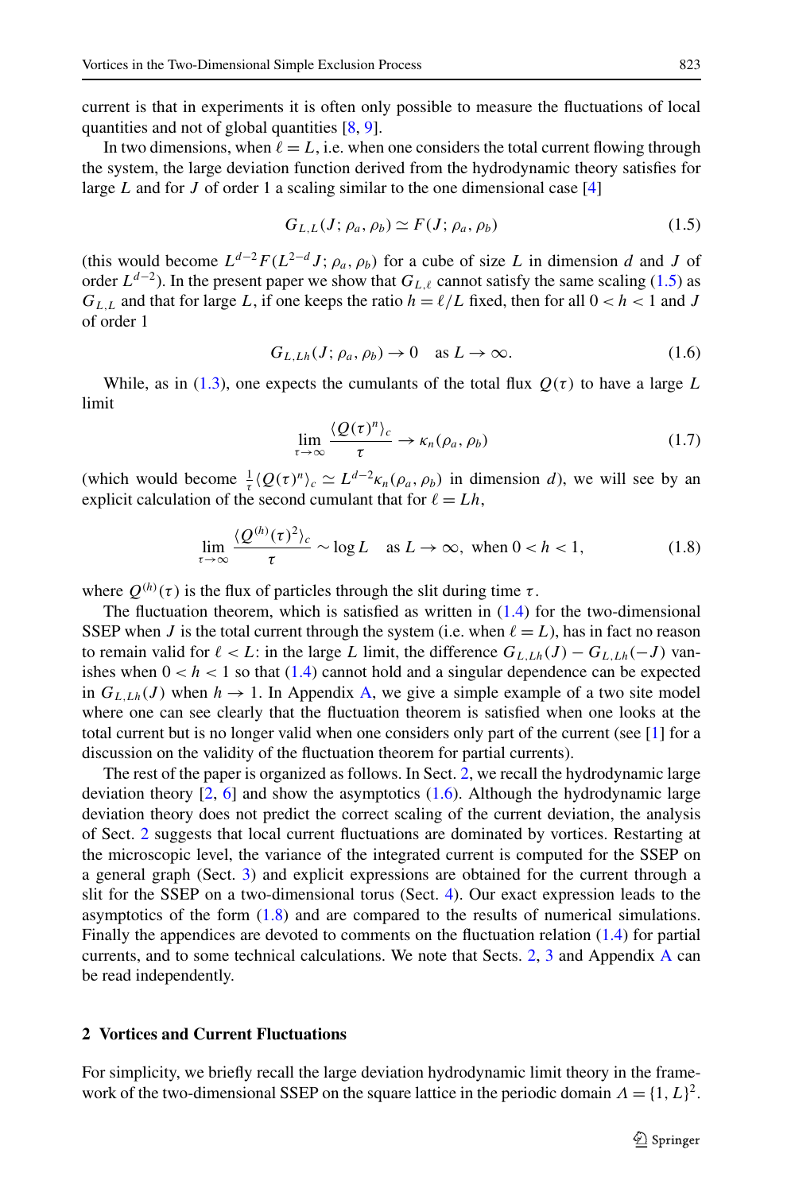current is that in experiments it is often only possible to measure the fluctuations of local quantities and not of global quantities [8, 9].

In two dimensions, when $\ell = L$, i.e. when one considers the total current flowing through the system, the large deviation function derived from the hydrodynamic theory satisfies for large $L$ and for $J$ of order 1 a scaling similar to the one dimensional case [4]

$$G_{L,L}(J; \rho_a, \rho_b) \simeq F(J; \rho_a, \rho_b) \tag{1.5}$$

(this would become $L^{d-2} F(L^{2-d} J; \rho_a, \rho_b)$ for a cube of size $L$ in dimension $d$ and $J$ of order $L^{d-2}$). In the present paper we show that $G_{L,\ell}$ cannot satisfy the same scaling (1.5) as $G_{L,L}$ and that for large $L$, if one keeps the ratio $h = \ell/L$ fixed, then for all $0 < h < 1$ and $J$ of order 1

$$G_{L,Lh}(J; \rho_a, \rho_b) \to 0 \quad \text{as } L \to \infty. \tag{1.6}$$

While, as in (1.3), one expects the cumulants of the total flux $Q(\tau)$ to have a large $L$ limit

$$\lim_{\tau \to \infty} \frac{\langle Q(\tau)^n \rangle_c}{\tau} \to \kappa_n(\rho_a, \rho_b) \tag{1.7}$$

(which would become $\frac{1}{\tau} \langle Q(\tau)^n \rangle_c \simeq L^{d-2} \kappa_n(\rho_a, \rho_b)$ in dimension $d$), we will see by an explicit calculation of the second cumulant that for $\ell = Lh$,

$$\lim_{\tau \to \infty} \frac{\langle Q^{(h)}(\tau)^2 \rangle_c}{\tau} \sim \log L \quad \text{as } L \to \infty, \text{ when } 0 < h < 1, \tag{1.8}$$

where $Q^{(h)}(\tau)$ is the flux of particles through the slit during time $\tau$.

The fluctuation theorem, which is satisfied as written in (1.4) for the two-dimensional SSEP when $J$ is the total current through the system (i.e. when $\ell = L$), has in fact no reason to remain valid for $\ell < L$: in the large $L$ limit, the difference $G_{L,Lh}(J) - G_{L,Lh}(-J)$ vanishes when $0 < h < 1$ so that (1.4) cannot hold and a singular dependence can be expected in $G_{L,Lh}(J)$ when $h \to 1$. In Appendix A, we give a simple example of a two site model where one can see clearly that the fluctuation theorem is satisfied when one looks at the total current but is no longer valid when one considers only part of the current (see [1] for a discussion on the validity of the fluctuation theorem for partial currents).

The rest of the paper is organized as follows. In Sect. 2, we recall the hydrodynamic large deviation theory [2, 6] and show the asymptotics (1.6). Although the hydrodynamic large deviation theory does not predict the correct scaling of the current deviation, the analysis of Sect. 2 suggests that local current fluctuations are dominated by vortices. Restarting at the microscopic level, the variance of the integrated current is computed for the SSEP on a general graph (Sect. 3) and explicit expressions are obtained for the current through a slit for the SSEP on a two-dimensional torus (Sect. 4). Our exact expression leads to the asymptotics of the form (1.8) and are compared to the results of numerical simulations. Finally the appendices are devoted to comments on the fluctuation relation (1.4) for partial currents, and to some technical calculations. We note that Sects. 2, 3 and Appendix A can be read independently.

## 2 Vortices and Current Fluctuations

For simplicity, we briefly recall the large deviation hydrodynamic limit theory in the framework of the two-dimensional SSEP on the square lattice in the periodic domain $\Lambda = \{1, L\}^2$.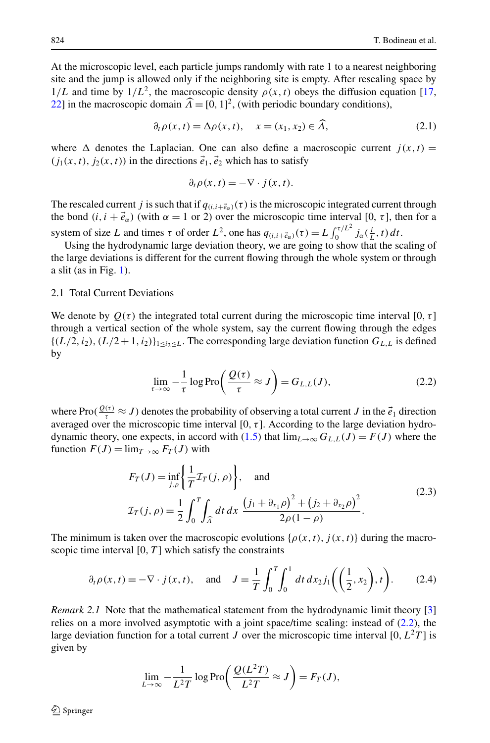At the microscopic level, each particle jumps randomly with rate 1 to a nearest neighboring site and the jump is allowed only if the neighboring site is empty. After rescaling space by $1/L$ and time by $1/L^2$, the macroscopic density $\rho(x,t)$ obeys the diffusion equation [17, 22] in the macroscopic domain $\widehat{\Lambda} = [0,1]^2$, (with periodic boundary conditions),

$$\partial_t \rho(x,t) = \Delta \rho(x,t), \quad x = (x_1, x_2) \in \widehat{\Lambda}, \tag{2.1}$$

where $\Delta$ denotes the Laplacian. One can also define a macroscopic current $j(x,t) = (j_1(x,t), j_2(x,t))$ in the directions $\vec{e}_1, \vec{e}_2$ which has to satisfy

$$\partial_t \rho(x,t) = -\nabla \cdot j(x,t).$$

The rescaled current $j$ is such that if $q_{(i,i+\vec{e}_\alpha)}(\tau)$ is the microscopic integrated current through the bond $(i, i+\vec{e}_\alpha)$ (with $\alpha = 1$ or 2) over the microscopic time interval $[0,\tau]$, then for a system of size $L$ and times $\tau$ of order $L^2$, one has $q_{(i,i+\vec{e}_\alpha)}(\tau) = L\int_0^{\tau/L^2} j_\alpha(\frac{i}{L}, t)\, dt$.

Using the hydrodynamic large deviation theory, we are going to show that the scaling of the large deviations is different for the current flowing through the whole system or through a slit (as in Fig. 1).

### 2.1 Total Current Deviations

We denote by $Q(\tau)$ the integrated total current during the microscopic time interval $[0,\tau]$ through a vertical section of the whole system, say the current flowing through the edges $\{(L/2, i_2), (L/2+1, i_2)\}_{1 \le i_2 \le L}$. The corresponding large deviation function $G_{L,L}$ is defined by

$$\lim_{\tau\to\infty} -\frac{1}{\tau} \log \operatorname{Pro}\left(\frac{Q(\tau)}{\tau} \approx J\right) = G_{L,L}(J), \tag{2.2}$$

where $\operatorname{Pro}(\frac{Q(\tau)}{\tau} \approx J)$ denotes the probability of observing a total current $J$ in the $\vec{e}_1$ direction averaged over the microscopic time interval $[0,\tau]$. According to the large deviation hydrodynamic theory, one expects, in accord with (1.5) that $\lim_{L\to\infty} G_{L,L}(J) = F(J)$ where the function $F(J) = \lim_{T\to\infty} F_T(J)$ with

$$\begin{aligned} &F_T(J) = \inf_{j,\rho}\left\{\frac{1}{T}\mathcal{I}_T(j,\rho)\right\}, \quad \text{and} \\ &\mathcal{I}_T(j,\rho) = \frac{1}{2}\int_0^T \int_{\widehat{\Lambda}} dt\, dx\, \frac{\left(j_1 + \partial_{x_1}\rho\right)^2 + \left(j_2 + \partial_{x_2}\rho\right)^2}{2\rho(1-\rho)}. \end{aligned} \tag{2.3}$$

The minimum is taken over the macroscopic evolutions $\{\rho(x,t), j(x,t)\}$ during the macroscopic time interval $[0,T]$ which satisfy the constraints

$$\partial_t \rho(x,t) = -\nabla \cdot j(x,t), \quad \text{and} \quad J = \frac{1}{T}\int_0^T \int_0^1 dt\, dx_2\, j_1\left(\left(\frac{1}{2}, x_2\right), t\right). \tag{2.4}$$

*Remark 2.1* Note that the mathematical statement from the hydrodynamic limit theory [3] relies on a more involved asymptotic with a joint space/time scaling: instead of (2.2), the large deviation function for a total current $J$ over the microscopic time interval $[0, L^2 T]$ is given by

$$\lim_{L\to\infty} -\frac{1}{L^2 T} \log \operatorname{Pro}\left(\frac{Q(L^2 T)}{L^2 T} \approx J\right) = F_T(J),$$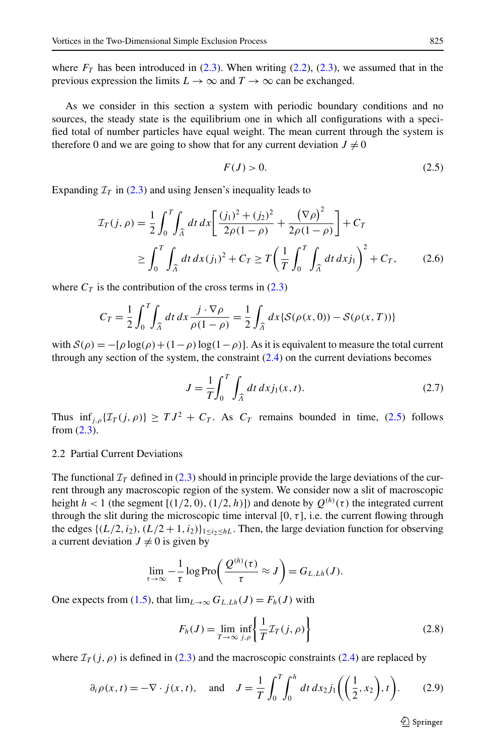where $F_T$ has been introduced in (2.3). When writing (2.2), (2.3), we assumed that in the previous expression the limits $L \to \infty$ and $T \to \infty$ can be exchanged.

As we consider in this section a system with periodic boundary conditions and no sources, the steady state is the equilibrium one in which all configurations with a specified total of number particles have equal weight. The mean current through the system is therefore 0 and we are going to show that for any current deviation $J \neq 0$

$$F(J) > 0. \tag{2.5}$$

Expanding $\mathcal{I}_T$ in (2.3) and using Jensen's inequality leads to

$$\begin{aligned}
\mathcal{I}_T(j,\rho) &= \frac{1}{2}\int_0^T \int_{\widehat{\Lambda}} dt\, dx \left[ \frac{(j_1)^2 + (j_2)^2}{2\rho(1-\rho)} + \frac{\big(\nabla \rho\big)^2}{2\rho(1-\rho)} \right] + C_T \\
&\geq \int_0^T \int_{\widehat{\Lambda}} dt\, dx\, (j_1)^2 + C_T \geq T\left( \frac{1}{T}\int_0^T \int_{\widehat{\Lambda}} dt\, dx\, j_1 \right)^2 + C_T,
\end{aligned} \tag{2.6}$$

where $C_T$ is the contribution of the cross terms in (2.3)

$$C_T = \frac{1}{2}\int_0^T \int_{\widehat{\Lambda}} dt\, dx\, \frac{j \cdot \nabla \rho}{\rho(1-\rho)} = \frac{1}{2}\int_{\widehat{\Lambda}} dx \{ \mathcal{S}(\rho(x,0)) - \mathcal{S}(\rho(x,T)) \}$$

with $\mathcal{S}(\rho) = -[\rho \log(\rho) + (1-\rho)\log(1-\rho)]$. As it is equivalent to measure the total current through any section of the system, the constraint (2.4) on the current deviations becomes

$$J = \frac{1}{T}\int_0^T \int_{\widehat{\Lambda}} dt\, dx\, j_1(x,t). \tag{2.7}$$

Thus $\inf_{j,\rho}\{\mathcal{I}_T(j,\rho)\} \geq T J^2 + C_T$. As $C_T$ remains bounded in time, (2.5) follows from (2.3).

### 2.2 Partial Current Deviations

The functional $\mathcal{I}_T$ defined in (2.3) should in principle provide the large deviations of the current through any macroscopic region of the system. We consider now a slit of macroscopic height $h < 1$ (the segment $[(1/2,0),(1/2,h)]$) and denote by $Q^{(h)}(\tau)$ the integrated current through the slit during the microscopic time interval $[0,\tau]$, i.e. the current flowing through the edges $\{(L/2, i_2), (L/2+1, i_2)\}_{1 \leq i_2 \leq hL}$. Then, the large deviation function for observing a current deviation $J \neq 0$ is given by

$$\lim_{\tau \to \infty} -\frac{1}{\tau} \log \mathrm{Pro}\left( \frac{Q^{(h)}(\tau)}{\tau} \approx J \right) = G_{L,Lh}(J).$$

One expects from (1.5), that $\lim_{L\to\infty} G_{L,Lh}(J) = F_h(J)$ with

$$F_h(J) = \lim_{T\to\infty} \inf_{j,\rho} \left\{ \frac{1}{T} \mathcal{I}_T(j,\rho) \right\} \tag{2.8}$$

where $\mathcal{I}_T(j,\rho)$ is defined in (2.3) and the macroscopic constraints (2.4) are replaced by

$$\partial_t \rho(x,t) = -\nabla \cdot j(x,t), \quad \text{and} \quad J = \frac{1}{T}\int_0^T \int_0^h dt\, dx_2\, j_1\left( \left(\frac{1}{2}, x_2\right), t \right). \tag{2.9}$$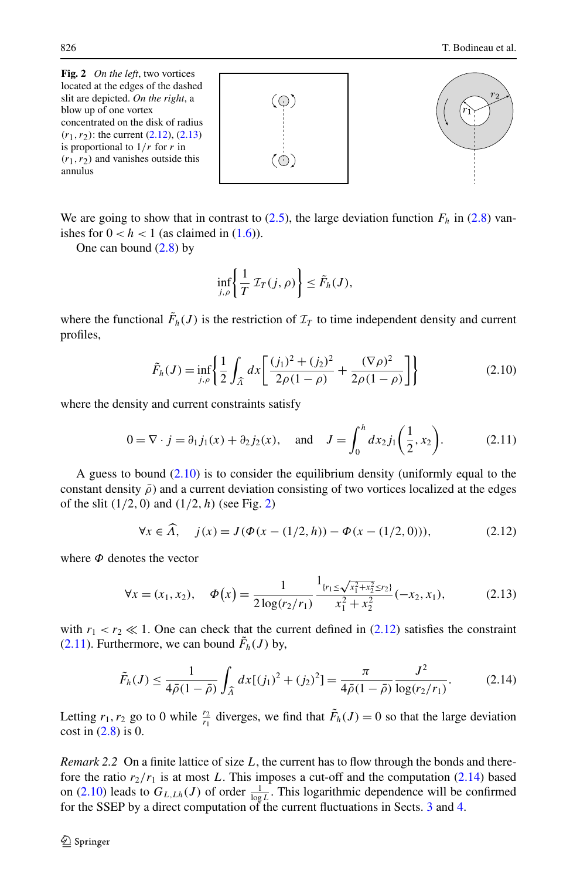**Fig. 2** *On the left*, two vortices located at the edges of the dashed slit are depicted. *On the right*, a blow up of one vortex concentrated on the disk of radius $(r_1, r_2)$: the current (2.12), (2.13) is proportional to $1/r$ for $r$ in $(r_1, r_2)$ and vanishes outside this annulus

We are going to show that in contrast to (2.5), the large deviation function $F_h$ in (2.8) vanishes for $0 < h < 1$ (as claimed in (1.6)).

One can bound (2.8) by

$$\inf_{j,\rho}\left\{ \frac{1}{T}\,\mathcal{I}_T(j,\rho)\right\} \le \tilde{F}_h(J),$$

where the functional $\tilde{F}_h(J)$ is the restriction of $\mathcal{I}_T$ to time independent density and current profiles,

$$\tilde{F}_h(J) = \inf_{j,\rho}\left\{ \frac{1}{2}\int_{\widehat{\Lambda}} dx \left[ \frac{(j_1)^2 + (j_2)^2}{2\rho(1-\rho)} + \frac{(\nabla \rho)^2}{2\rho(1-\rho)}\right]\right\} \tag{2.10}$$

where the density and current constraints satisfy

$$0 = \nabla \cdot j = \partial_1 j_1(x) + \partial_2 j_2(x), \quad \text{and} \quad J = \int_0^h dx_2\, j_1\left(\frac{1}{2}, x_2\right). \tag{2.11}$$

A guess to bound (2.10) is to consider the equilibrium density (uniformly equal to the constant density $\bar{\rho}$) and a current deviation consisting of two vortices localized at the edges of the slit $(1/2, 0)$ and $(1/2, h)$ (see Fig. 2)

$$\forall x \in \widehat{\Lambda}, \quad j(x) = J(\Phi(x - (1/2, h)) - \Phi(x - (1/2, 0))), \tag{2.12}$$

where $\Phi$ denotes the vector

$$\forall x = (x_1, x_2), \quad \Phi(x) = \frac{1}{2\log(r_2/r_1)} \frac{1_{\{r_1 \le \sqrt{x_1^2 + x_2^2} \le r_2\}}}{x_1^2 + x_2^2}(-x_2, x_1), \tag{2.13}$$

with $r_1 < r_2 \ll 1$. One can check that the current defined in (2.12) satisfies the constraint (2.11). Furthermore, we can bound $\tilde{F}_h(J)$ by,

$$\tilde{F}_h(J) \le \frac{1}{4\bar{\rho}(1-\bar{\rho})} \int_{\widehat{\Lambda}} dx[(j_1)^2 + (j_2)^2] = \frac{\pi}{4\bar{\rho}(1-\bar{\rho})} \frac{J^2}{\log(r_2/r_1)}. \tag{2.14}$$

Letting $r_1, r_2$ go to 0 while $\frac{r_2}{r_1}$ diverges, we find that $\tilde{F}_h(J) = 0$ so that the large deviation cost in (2.8) is 0.

*Remark 2.2* On a finite lattice of size $L$, the current has to flow through the bonds and therefore the ratio $r_2/r_1$ is at most $L$. This imposes a cut-off and the computation (2.14) based on (2.10) leads to $G_{L,Lh}(J)$ of order $\frac{1}{\log L}$. This logarithmic dependence will be confirmed for the SSEP by a direct computation of the current fluctuations in Sects. 3 and 4.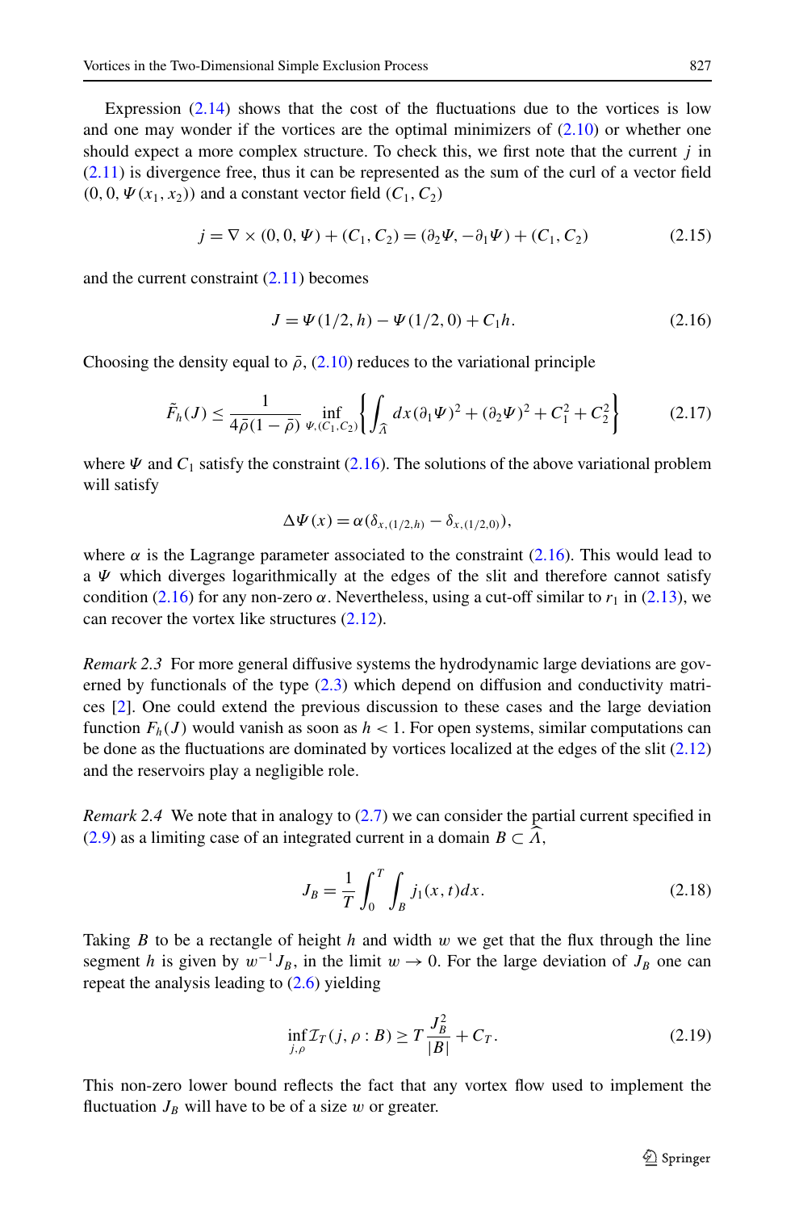Expression (2.14) shows that the cost of the fluctuations due to the vortices is low and one may wonder if the vortices are the optimal minimizers of (2.10) or whether one should expect a more complex structure. To check this, we first note that the current $j$ in (2.11) is divergence free, thus it can be represented as the sum of the curl of a vector field $(0, 0, \Psi(x_1, x_2))$ and a constant vector field $(C_1, C_2)$

$$j = \nabla \times (0, 0, \Psi) + (C_1, C_2) = (\partial_2 \Psi, -\partial_1 \Psi) + (C_1, C_2) \tag{2.15}$$

and the current constraint (2.11) becomes

$$J = \Psi(1/2, h) - \Psi(1/2, 0) + C_1 h. \tag{2.16}$$

Choosing the density equal to $\bar{\rho}$, (2.10) reduces to the variational principle

$$\tilde{F}_h(J) \leq \frac{1}{4\bar{\rho}(1-\bar{\rho})} \inf_{\Psi,(C_1,C_2)} \left\{ \int_{\widehat{\Lambda}} dx\, (\partial_1 \Psi)^2 + (\partial_2 \Psi)^2 + C_1^2 + C_2^2 \right\} \tag{2.17}$$

where $\Psi$ and $C_1$ satisfy the constraint (2.16). The solutions of the above variational problem will satisfy

$$\Delta \Psi(x) = \alpha(\delta_{x,(1/2,h)} - \delta_{x,(1/2,0)}),$$

where $\alpha$ is the Lagrange parameter associated to the constraint (2.16). This would lead to a $\Psi$ which diverges logarithmically at the edges of the slit and therefore cannot satisfy condition (2.16) for any non-zero $\alpha$. Nevertheless, using a cut-off similar to $r_1$ in (2.13), we can recover the vortex like structures (2.12).

*Remark 2.3* For more general diffusive systems the hydrodynamic large deviations are governed by functionals of the type (2.3) which depend on diffusion and conductivity matrices [2]. One could extend the previous discussion to these cases and the large deviation function $F_h(J)$ would vanish as soon as $h < 1$. For open systems, similar computations can be done as the fluctuations are dominated by vortices localized at the edges of the slit (2.12) and the reservoirs play a negligible role.

*Remark 2.4* We note that in analogy to (2.7) we can consider the partial current specified in (2.9) as a limiting case of an integrated current in a domain $B \subset \widehat{\Lambda}$,

$$J_B = \frac{1}{T} \int_0^T \int_B j_1(x, t) dx. \tag{2.18}$$

Taking $B$ to be a rectangle of height $h$ and width $w$ we get that the flux through the line segment $h$ is given by $w^{-1} J_B$, in the limit $w \to 0$. For the large deviation of $J_B$ one can repeat the analysis leading to (2.6) yielding

$$\inf_{j,\rho} \mathcal{I}_T(j, \rho : B) \geq T \frac{J_B^2}{|B|} + C_T. \tag{2.19}$$

This non-zero lower bound reflects the fact that any vortex flow used to implement the fluctuation $J_B$ will have to be of a size $w$ or greater.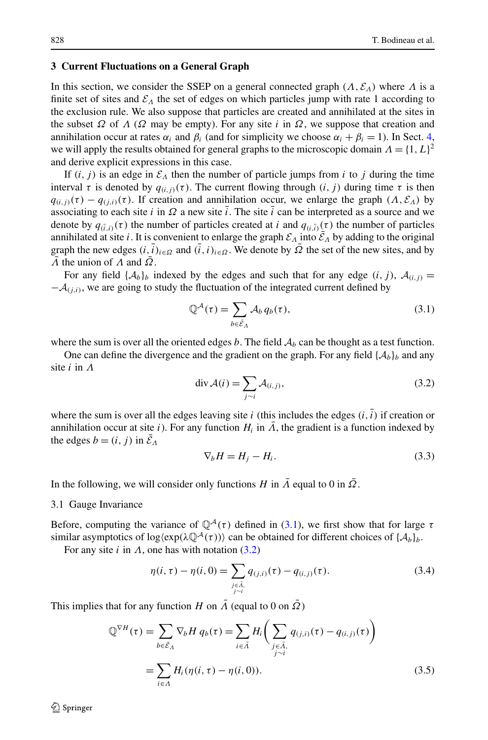## 3 Current Fluctuations on a General Graph

In this section, we consider the SSEP on a general connected graph $(\Lambda, \mathcal{E}_\Lambda)$ where $\Lambda$ is a finite set of sites and $\mathcal{E}_\Lambda$ the set of edges on which particles jump with rate 1 according to the exclusion rule. We also suppose that particles are created and annihilated at the sites in the subset $\Omega$ of $\Lambda$ ($\Omega$ may be empty). For any site $i$ in $\Omega$, we suppose that creation and annihilation occur at rates $\alpha_i$ and $\beta_i$ (and for simplicity we choose $\alpha_i + \beta_i = 1$). In Sect. 4, we will apply the results obtained for general graphs to the microscopic domain $\Lambda = \{1, L\}^2$ and derive explicit expressions in this case.

If $(i, j)$ is an edge in $\mathcal{E}_\Lambda$ then the number of particle jumps from $i$ to $j$ during the time interval $\tau$ is denoted by $q_{(i,j)}(\tau)$. The current flowing through $(i, j)$ during time $\tau$ is then $q_{(i,j)}(\tau) - q_{(j,i)}(\tau)$. If creation and annihilation occur, we enlarge the graph $(\Lambda, \mathcal{E}_\Lambda)$ by associating to each site $i$ in $\Omega$ a new site $\bar{i}$. The site $\bar{i}$ can be interpreted as a source and we denote by $q_{(\bar{i},i)}(\tau)$ the number of particles created at $i$ and $q_{(i,\bar{i})}(\tau)$ the number of particles annihilated at site $i$. It is convenient to enlarge the graph $\mathcal{E}_\Lambda$ into $\bar{\mathcal{E}}_\Lambda$ by adding to the original graph the new edges $(i, \bar{i})_{i\in\Omega}$ and $(\bar{i}, i)_{i\in\Omega}$. We denote by $\bar{\Omega}$ the set of the new sites, and by $\bar{\Lambda}$ the union of $\Lambda$ and $\bar{\Omega}$.

For any field $\{\mathcal{A}_b\}_b$ indexed by the edges and such that for any edge $(i, j)$, $\mathcal{A}_{(i,j)} = -\mathcal{A}_{(j,i)}$, we are going to study the fluctuation of the integrated current defined by

$$\mathbb{Q}^{\mathcal{A}}(\tau) = \sum_{b\in\bar{\mathcal{E}}_\Lambda} \mathcal{A}_b \, q_b(\tau), \tag{3.1}$$

where the sum is over all the oriented edges $b$. The field $\mathcal{A}_b$ can be thought as a test function.

One can define the divergence and the gradient on the graph. For any field $\{\mathcal{A}_b\}_b$ and any site $i$ in $\Lambda$

$$\operatorname{div} \mathcal{A}(i) = \sum_{j\sim i} \mathcal{A}_{(i,j)}, \tag{3.2}$$

where the sum is over all the edges leaving site $i$ (this includes the edges $(i, \bar{i})$ if creation or annihilation occur at site $i$). For any function $H_i$ in $\bar{\Lambda}$, the gradient is a function indexed by the edges $b = (i, j)$ in $\bar{\mathcal{E}}_\Lambda$

$$\nabla_b H = H_j - H_i. \tag{3.3}$$

In the following, we will consider only functions $H$ in $\bar{\Lambda}$ equal to 0 in $\bar{\Omega}$.

### 3.1 Gauge Invariance

Before, computing the variance of $\mathbb{Q}^{\mathcal{A}}(\tau)$ defined in (3.1), we first show that for large $\tau$ similar asymptotics of $\log\langle \exp(\lambda \mathbb{Q}^{\mathcal{A}}(\tau))\rangle$ can be obtained for different choices of $\{\mathcal{A}_b\}_b$.

For any site $i$ in $\Lambda$, one has with notation (3.2)

$$\eta(i, \tau) - \eta(i, 0) = \sum_{\substack{j\in\bar{\Lambda},\\ j\sim i}} q_{(j,i)}(\tau) - q_{(i,j)}(\tau). \tag{3.4}$$

This implies that for any function $H$ on $\bar{\Lambda}$ (equal to 0 on $\bar{\Omega}$)

$$\begin{aligned}
\mathbb{Q}^{\nabla H}(\tau) = \sum_{b\in\bar{\mathcal{E}}_\Lambda} \nabla_b H \; q_b(\tau) &= \sum_{i\in\bar{\Lambda}} H_i \Bigg( \sum_{\substack{j\in\bar{\Lambda},\\ j\sim i}} q_{(j,i)}(\tau) - q_{(i,j)}(\tau) \Bigg) \\
&= \sum_{i\in\Lambda} H_i (\eta(i, \tau) - \eta(i, 0)).
\end{aligned} \tag{3.5}$$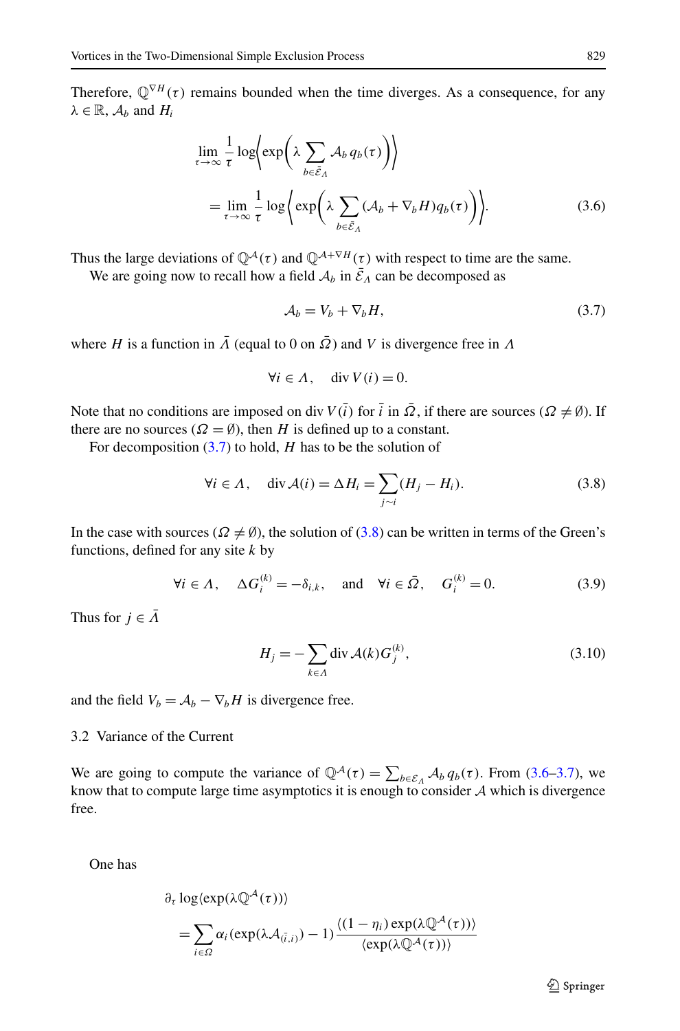Therefore, $\mathbb{Q}^{\nabla H}(\tau)$ remains bounded when the time diverges. As a consequence, for any $\lambda \in \mathbb{R}$, $\mathcal{A}_b$ and $H_i$

$$
\begin{aligned}
&\lim_{\tau\to\infty} \frac{1}{\tau} \log\left\langle \exp\left(\lambda \sum_{b\in\bar{\mathcal{E}}_\Lambda} \mathcal{A}_b\, q_b(\tau)\right)\right\rangle \\
&\quad = \lim_{\tau\to\infty} \frac{1}{\tau} \log\left\langle \exp\left(\lambda \sum_{b\in\bar{\mathcal{E}}_\Lambda} (\mathcal{A}_b + \nabla_b H) q_b(\tau)\right)\right\rangle. 
\end{aligned}
\tag{3.6}
$$

Thus the large deviations of $\mathbb{Q}^{\mathcal{A}}(\tau)$ and $\mathbb{Q}^{\mathcal{A}+\nabla H}(\tau)$ with respect to time are the same.

We are going now to recall how a field $\mathcal{A}_b$ in $\bar{\mathcal{E}}_\Lambda$ can be decomposed as

$$
\mathcal{A}_b = V_b + \nabla_b H, \tag{3.7}
$$

where $H$ is a function in $\bar{\Lambda}$ (equal to 0 on $\bar{\Omega}$) and $V$ is divergence free in $\Lambda$

$$
\forall i \in \Lambda, \quad \operatorname{div} V(i) = 0.
$$

Note that no conditions are imposed on $\operatorname{div} V(\bar{i})$ for $\bar{i}$ in $\bar{\Omega}$, if there are sources ($\Omega \neq \emptyset$). If there are no sources ($\Omega = \emptyset$), then $H$ is defined up to a constant.

For decomposition (3.7) to hold, $H$ has to be the solution of

$$
\forall i \in \Lambda, \quad \operatorname{div} \mathcal{A}(i) = \Delta H_i = \sum_{j\sim i} (H_j - H_i). \tag{3.8}
$$

In the case with sources ($\Omega \neq \emptyset$), the solution of (3.8) can be written in terms of the Green's functions, defined for any site $k$ by

$$
\forall i \in \Lambda, \quad \Delta G_i^{(k)} = -\delta_{i,k}, \quad \text{and} \quad \forall i \in \bar{\Omega}, \quad G_i^{(k)} = 0. \tag{3.9}
$$

Thus for $j \in \bar{\Lambda}$

$$
H_j = -\sum_{k\in\Lambda} \operatorname{div} \mathcal{A}(k) G_j^{(k)}, \tag{3.10}
$$

and the field $V_b = \mathcal{A}_b - \nabla_b H$ is divergence free.

### 3.2 Variance of the Current

We are going to compute the variance of $\mathbb{Q}^{\mathcal{A}}(\tau) = \sum_{b\in\mathcal{E}_\Lambda} \mathcal{A}_b\, q_b(\tau)$. From (3.6–3.7), we know that to compute large time asymptotics it is enough to consider $\mathcal{A}$ which is divergence free.

One has

$$
\begin{aligned}
&\partial_\tau \log\langle \exp(\lambda \mathbb{Q}^{\mathcal{A}}(\tau))\rangle \\
&\quad = \sum_{i\in\Omega} \alpha_i (\exp(\lambda \mathcal{A}_{(\bar{i},i)}) - 1) \frac{\langle (1-\eta_i) \exp(\lambda \mathbb{Q}^{\mathcal{A}}(\tau))\rangle}{\langle \exp(\lambda \mathbb{Q}^{\mathcal{A}}(\tau))\rangle}
\end{aligned}
$$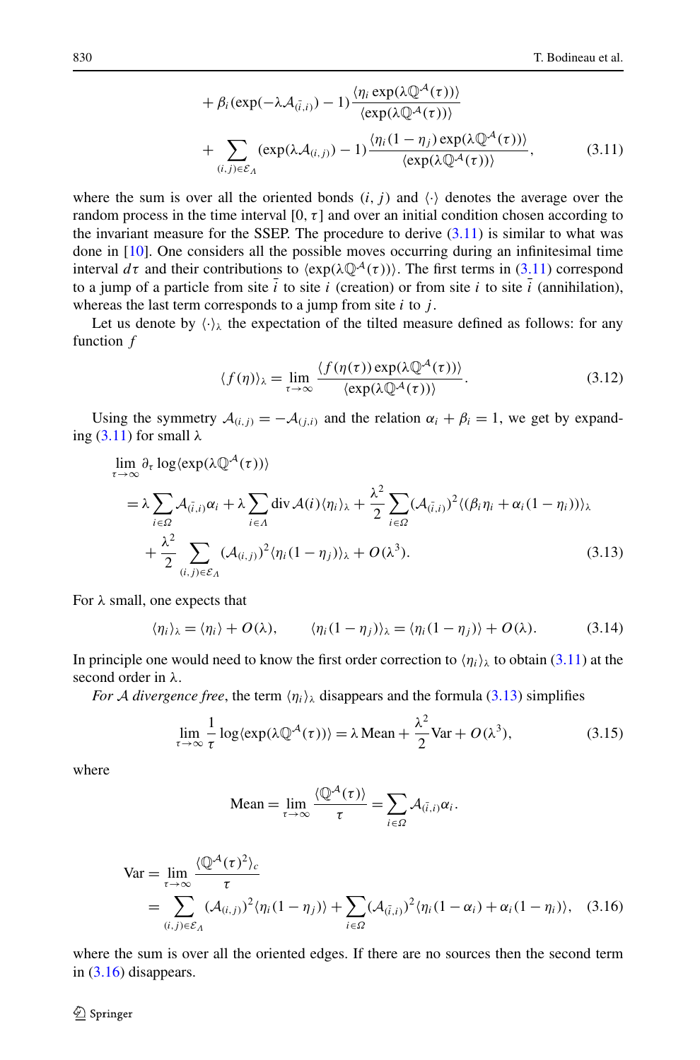$$
+ \beta_i (\exp(-\lambda \mathcal{A}_{(\bar{i},i)}) - 1) \frac{\langle \eta_i \exp(\lambda \mathbb{Q}^{\mathcal{A}}(\tau)) \rangle}{\langle \exp(\lambda \mathbb{Q}^{\mathcal{A}}(\tau)) \rangle}
$$

$$
+ \sum_{(i,j) \in \mathcal{E}_\Lambda} (\exp(\lambda \mathcal{A}_{(i,j)}) - 1) \frac{\langle \eta_i (1 - \eta_j) \exp(\lambda \mathbb{Q}^{\mathcal{A}}(\tau)) \rangle}{\langle \exp(\lambda \mathbb{Q}^{\mathcal{A}}(\tau)) \rangle}, \tag{3.11}
$$

where the sum is over all the oriented bonds $(i, j)$ and $\langle \cdot \rangle$ denotes the average over the random process in the time interval $[0, \tau]$ and over an initial condition chosen according to the invariant measure for the SSEP. The procedure to derive (3.11) is similar to what was done in [10]. One considers all the possible moves occurring during an infinitesimal time interval $d\tau$ and their contributions to $\langle \exp(\lambda \mathbb{Q}^{\mathcal{A}}(\tau)) \rangle$. The first terms in (3.11) correspond to a jump of a particle from site $\bar{i}$ to site $i$ (creation) or from site $i$ to site $\bar{i}$ (annihilation), whereas the last term corresponds to a jump from site $i$ to $j$.

Let us denote by $\langle \cdot \rangle_\lambda$ the expectation of the tilted measure defined as follows: for any function $f$

$$
\langle f(\eta) \rangle_\lambda = \lim_{\tau \to \infty} \frac{\langle f(\eta(\tau)) \exp(\lambda \mathbb{Q}^{\mathcal{A}}(\tau)) \rangle}{\langle \exp(\lambda \mathbb{Q}^{\mathcal{A}}(\tau)) \rangle}. \tag{3.12}
$$

Using the symmetry $\mathcal{A}_{(i,j)} = -\mathcal{A}_{(j,i)}$ and the relation $\alpha_i + \beta_i = 1$, we get by expanding (3.11) for small $\lambda$

$$
\begin{aligned}
&\lim_{\tau \to \infty} \partial_\tau \log \langle \exp(\lambda \mathbb{Q}^{\mathcal{A}}(\tau)) \rangle \\
&\quad = \lambda \sum_{i \in \Omega} \mathcal{A}_{(\bar{i},i)} \alpha_i + \lambda \sum_{i \in \Lambda} \operatorname{div} \mathcal{A}(i) \langle \eta_i \rangle_\lambda + \frac{\lambda^2}{2} \sum_{i \in \Omega} (\mathcal{A}_{(\bar{i},i)})^2 \langle (\beta_i \eta_i + \alpha_i (1 - \eta_i)) \rangle_\lambda \\
&\qquad + \frac{\lambda^2}{2} \sum_{(i,j) \in \mathcal{E}_\Lambda} (\mathcal{A}_{(i,j)})^2 \langle \eta_i (1 - \eta_j) \rangle_\lambda + O(\lambda^3).
\end{aligned} \tag{3.13}
$$

For $\lambda$ small, one expects that

$$
\langle \eta_i \rangle_\lambda = \langle \eta_i \rangle + O(\lambda), \qquad \langle \eta_i (1 - \eta_j) \rangle_\lambda = \langle \eta_i (1 - \eta_j) \rangle + O(\lambda). \tag{3.14}
$$

In principle one would need to know the first order correction to $\langle \eta_i \rangle_\lambda$ to obtain (3.11) at the second order in $\lambda$.

*For $\mathcal{A}$ divergence free*, the term $\langle \eta_i \rangle_\lambda$ disappears and the formula (3.13) simplifies

$$
\lim_{\tau \to \infty} \frac{1}{\tau} \log \langle \exp(\lambda \mathbb{Q}^{\mathcal{A}}(\tau)) \rangle = \lambda \, \text{Mean} + \frac{\lambda^2}{2} \text{Var} + O(\lambda^3), \tag{3.15}
$$

where

$$
\text{Mean} = \lim_{\tau \to \infty} \frac{\langle \mathbb{Q}^{\mathcal{A}}(\tau) \rangle}{\tau} = \sum_{i \in \Omega} \mathcal{A}_{(\bar{i},i)} \alpha_i.
$$

$$
\begin{aligned}
\text{Var} &= \lim_{\tau \to \infty} \frac{\langle \mathbb{Q}^{\mathcal{A}}(\tau)^2 \rangle_c}{\tau} \\
&= \sum_{(i,j) \in \mathcal{E}_\Lambda} (\mathcal{A}_{(i,j)})^2 \langle \eta_i (1 - \eta_j) \rangle + \sum_{i \in \Omega} (\mathcal{A}_{(\bar{i},i)})^2 \langle \eta_i (1 - \alpha_i) + \alpha_i (1 - \eta_i) \rangle,
\end{aligned} \tag{3.16}
$$

where the sum is over all the oriented edges. If there are no sources then the second term in (3.16) disappears.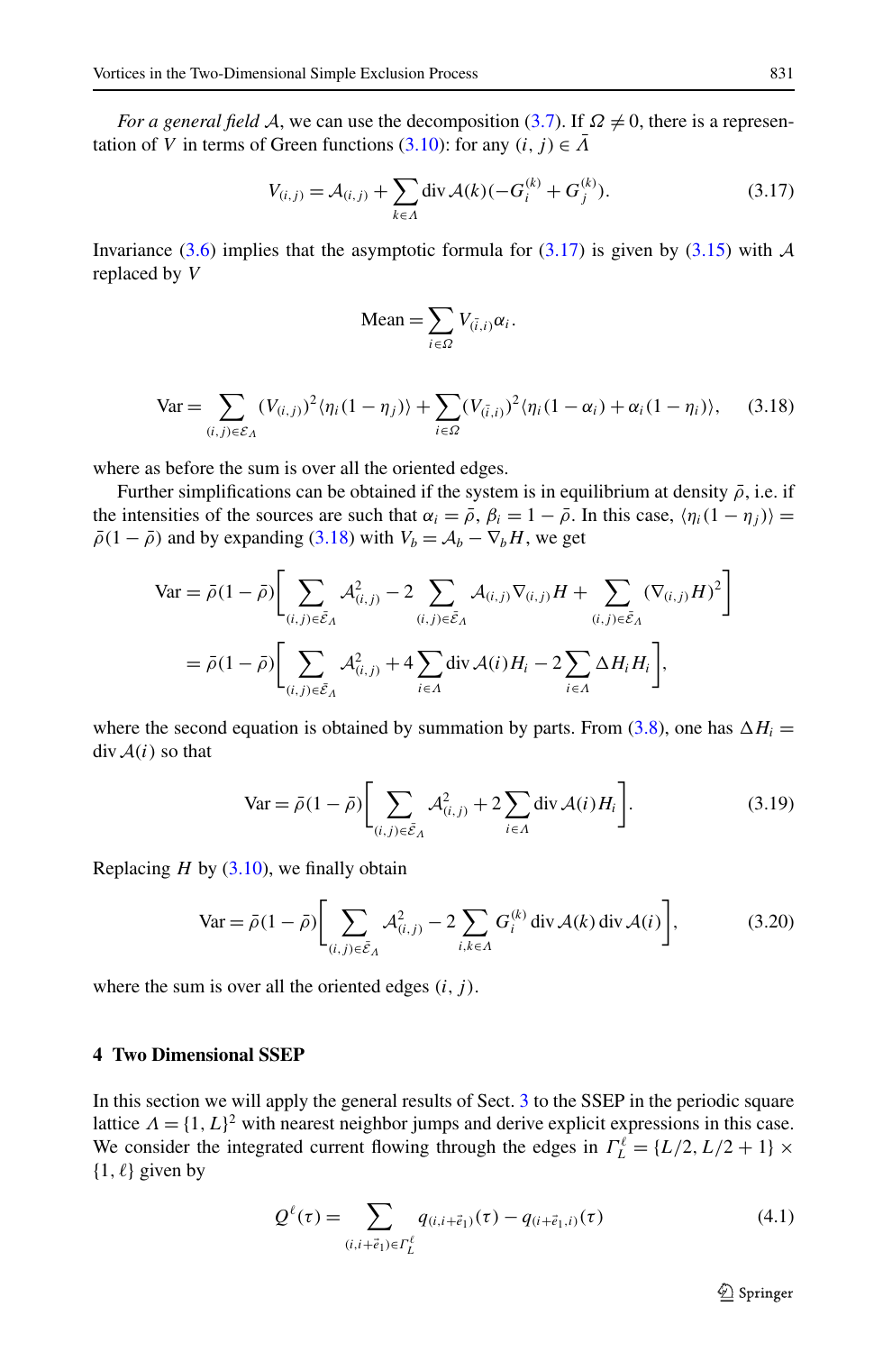*For a general field* $\mathcal{A}$, we can use the decomposition (3.7). If $\Omega \neq 0$, there is a representation of $V$ in terms of Green functions (3.10): for any $(i,j) \in \bar{\Lambda}$

$$V_{(i,j)} = \mathcal{A}_{(i,j)} + \sum_{k \in \Lambda} \operatorname{div} \mathcal{A}(k)(-G_i^{(k)} + G_j^{(k)}). \tag{3.17}$$

Invariance (3.6) implies that the asymptotic formula for (3.17) is given by (3.15) with $\mathcal{A}$ replaced by $V$

$$\text{Mean} = \sum_{i \in \Omega} V_{(\bar{i},i)} \alpha_i.$$

$$\text{Var} = \sum_{(i,j) \in \mathcal{E}_\Lambda} (V_{(i,j)})^2 \langle \eta_i (1-\eta_j) \rangle + \sum_{i \in \Omega} (V_{(\bar{i},i)})^2 \langle \eta_i (1-\alpha_i) + \alpha_i (1-\eta_i) \rangle, \tag{3.18}$$

where as before the sum is over all the oriented edges.

Further simplifications can be obtained if the system is in equilibrium at density $\bar{\rho}$, i.e. if the intensities of the sources are such that $\alpha_i = \bar{\rho}$, $\beta_i = 1 - \bar{\rho}$. In this case, $\langle \eta_i (1-\eta_j) \rangle = \bar{\rho}(1-\bar{\rho})$ and by expanding (3.18) with $V_b = \mathcal{A}_b - \nabla_b H$, we get

$$\begin{aligned}
\text{Var} &= \bar{\rho}(1-\bar{\rho}) \Bigg[ \sum_{(i,j) \in \bar{\mathcal{E}}_\Lambda} \mathcal{A}_{(i,j)}^2 - 2 \sum_{(i,j) \in \bar{\mathcal{E}}_\Lambda} \mathcal{A}_{(i,j)} \nabla_{(i,j)} H + \sum_{(i,j) \in \bar{\mathcal{E}}_\Lambda} (\nabla_{(i,j)} H)^2 \Bigg] \\
&= \bar{\rho}(1-\bar{\rho}) \Bigg[ \sum_{(i,j) \in \bar{\mathcal{E}}_\Lambda} \mathcal{A}_{(i,j)}^2 + 4 \sum_{i \in \Lambda} \operatorname{div} \mathcal{A}(i) H_i - 2 \sum_{i \in \Lambda} \Delta H_i H_i \Bigg],
\end{aligned}$$

where the second equation is obtained by summation by parts. From (3.8), one has $\Delta H_i = \operatorname{div} \mathcal{A}(i)$ so that

$$\text{Var} = \bar{\rho}(1-\bar{\rho}) \Bigg[ \sum_{(i,j) \in \bar{\mathcal{E}}_\Lambda} \mathcal{A}_{(i,j)}^2 + 2 \sum_{i \in \Lambda} \operatorname{div} \mathcal{A}(i) H_i \Bigg]. \tag{3.19}$$

Replacing $H$ by (3.10), we finally obtain

$$\text{Var} = \bar{\rho}(1-\bar{\rho}) \Bigg[ \sum_{(i,j) \in \bar{\mathcal{E}}_\Lambda} \mathcal{A}_{(i,j)}^2 - 2 \sum_{i,k \in \Lambda} G_i^{(k)} \operatorname{div} \mathcal{A}(k) \operatorname{div} \mathcal{A}(i) \Bigg], \tag{3.20}$$

where the sum is over all the oriented edges $(i,j)$.

## 4 Two Dimensional SSEP

In this section we will apply the general results of Sect. 3 to the SSEP in the periodic square lattice $\Lambda = \{1, L\}^2$ with nearest neighbor jumps and derive explicit expressions in this case. We consider the integrated current flowing through the edges in $\Gamma_L^\ell = \{L/2, L/2+1\} \times \{1, \ell\}$ given by

$$Q^\ell(\tau) = \sum_{(i, i+\vec{e}_1) \in \Gamma_L^\ell} q_{(i,i+\vec{e}_1)}(\tau) - q_{(i+\vec{e}_1,i)}(\tau) \tag{4.1}$$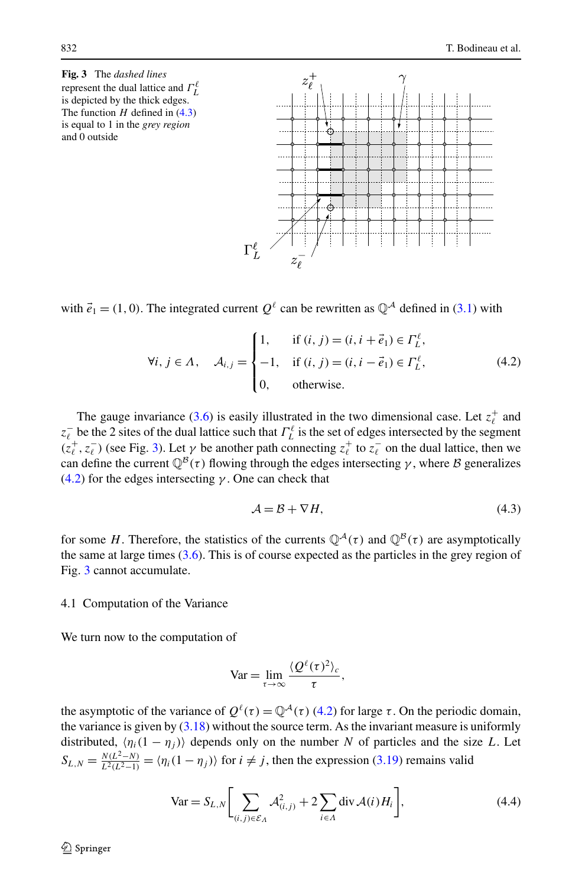**Fig. 3** The *dashed lines* represent the dual lattice and $\Gamma_L^\ell$ is depicted by the thick edges. The function $H$ defined in (4.3) is equal to 1 in the *grey region* and 0 outside

with $\vec{e}_1 = (1, 0)$. The integrated current $Q^\ell$ can be rewritten as $\mathbb{Q}^{\mathcal{A}}$ defined in (3.1) with

$$\forall i, j \in \Lambda, \quad \mathcal{A}_{i,j} = \begin{cases} 1, & \text{if } (i, j) = (i, i + \vec{e}_1) \in \Gamma_L^\ell, \\ -1, & \text{if } (i, j) = (i, i - \vec{e}_1) \in \Gamma_L^\ell, \\ 0, & \text{otherwise.} \end{cases} \tag{4.2}$$

The gauge invariance (3.6) is easily illustrated in the two dimensional case. Let $z_\ell^+$ and $z_\ell^-$ be the 2 sites of the dual lattice such that $\Gamma_L^\ell$ is the set of edges intersected by the segment $(z_\ell^+, z_\ell^-)$ (see Fig. 3). Let $\gamma$ be another path connecting $z_\ell^+$ to $z_\ell^-$ on the dual lattice, then we can define the current $\mathbb{Q}^{\mathcal{B}}(\tau)$ flowing through the edges intersecting $\gamma$, where $\mathcal{B}$ generalizes (4.2) for the edges intersecting $\gamma$. One can check that

$$\mathcal{A} = \mathcal{B} + \nabla H, \tag{4.3}$$

for some $H$. Therefore, the statistics of the currents $\mathbb{Q}^{\mathcal{A}}(\tau)$ and $\mathbb{Q}^{\mathcal{B}}(\tau)$ are asymptotically the same at large times (3.6). This is of course expected as the particles in the grey region of Fig. 3 cannot accumulate.

### 4.1 Computation of the Variance

We turn now to the computation of

$$\text{Var} = \lim_{\tau \to \infty} \frac{\langle Q^\ell(\tau)^2 \rangle_c}{\tau},$$

the asymptotic of the variance of $Q^\ell(\tau) = \mathbb{Q}^{\mathcal{A}}(\tau)$ (4.2) for large $\tau$. On the periodic domain, the variance is given by (3.18) without the source term. As the invariant measure is uniformly distributed, $\langle \eta_i(1 - \eta_j) \rangle$ depends only on the number $N$ of particles and the size $L$. Let $S_{L,N} = \frac{N(L^2 - N)}{L^2(L^2 - 1)} = \langle \eta_i(1 - \eta_j) \rangle$ for $i \neq j$, then the expression (3.19) remains valid

$$\text{Var} = S_{L,N} \left[ \sum_{(i,j) \in \mathcal{E}_\Lambda} \mathcal{A}_{(i,j)}^2 + 2 \sum_{i \in \Lambda} \text{div}\, \mathcal{A}(i) H_i \right], \tag{4.4}$$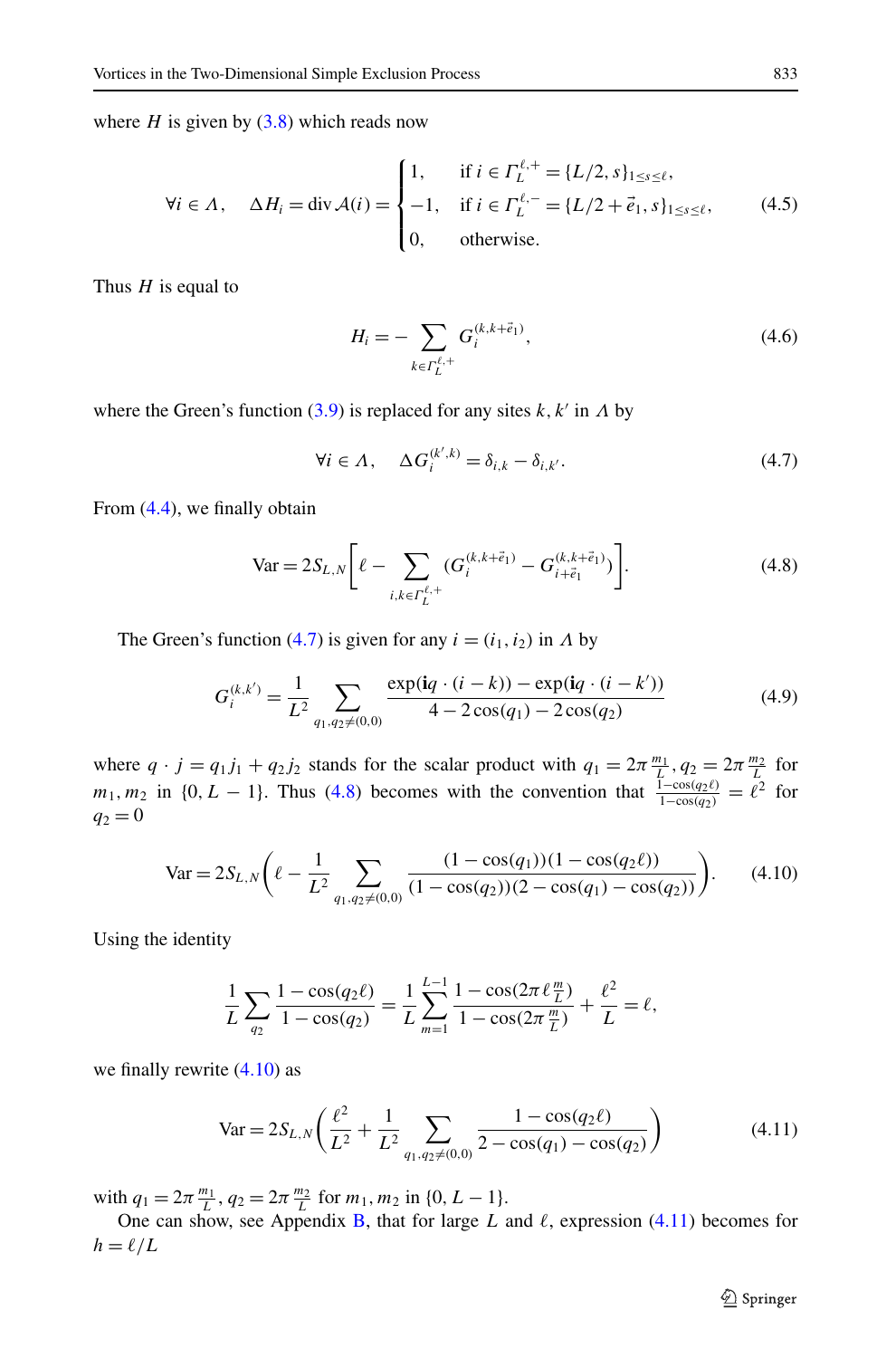where $H$ is given by (3.8) which reads now

$$\forall i \in \Lambda, \quad \Delta H_i = \operatorname{div} \mathcal{A}(i) = \begin{cases} 1, & \text{if } i \in \Gamma_L^{\ell,+} = \{L/2, s\}_{1 \le s \le \ell}, \\ -1, & \text{if } i \in \Gamma_L^{\ell,-} = \{L/2 + \vec{e}_1, s\}_{1 \le s \le \ell}, \\ 0, & \text{otherwise}. \end{cases} \tag{4.5}$$

Thus $H$ is equal to

$$H_i = -\sum_{k \in \Gamma_L^{\ell,+}} G_i^{(k, k+\vec{e}_1)}, \tag{4.6}$$

where the Green's function (3.9) is replaced for any sites $k, k'$ in $\Lambda$ by

$$\forall i \in \Lambda, \quad \Delta G_i^{(k',k)} = \delta_{i,k} - \delta_{i,k'}. \tag{4.7}$$

From (4.4), we finally obtain

$$\text{Var} = 2 S_{L,N} \left[ \ell - \sum_{i,k \in \Gamma_L^{\ell,+}} \left(G_i^{(k,k+\vec{e}_1)} - G_{i+\vec{e}_1}^{(k,k+\vec{e}_1)}\right) \right]. \tag{4.8}$$

The Green's function (4.7) is given for any $i = (i_1, i_2)$ in $\Lambda$ by

$$G_i^{(k,k')} = \frac{1}{L^2} \sum_{q_1, q_2 \neq (0,0)} \frac{\exp(\mathbf{i} q \cdot (i-k)) - \exp(\mathbf{i} q \cdot (i - k'))}{4 - 2\cos(q_1) - 2\cos(q_2)} \tag{4.9}$$

where $q \cdot j = q_1 j_1 + q_2 j_2$ stands for the scalar product with $q_1 = 2\pi \frac{m_1}{L}, q_2 = 2\pi \frac{m_2}{L}$ for $m_1, m_2$ in $\{0, L-1\}$. Thus (4.8) becomes with the convention that $\frac{1-\cos(q_2 \ell)}{1-\cos(q_2)} = \ell^2$ for $q_2 = 0$

$$\text{Var} = 2 S_{L,N} \left( \ell - \frac{1}{L^2} \sum_{q_1, q_2 \neq (0,0)} \frac{(1-\cos(q_1))(1-\cos(q_2 \ell))}{(1-\cos(q_2))(2-\cos(q_1)-\cos(q_2))} \right). \tag{4.10}$$

Using the identity

$$\frac{1}{L} \sum_{q_2} \frac{1-\cos(q_2 \ell)}{1-\cos(q_2)} = \frac{1}{L} \sum_{m=1}^{L-1} \frac{1-\cos(2\pi \ell \frac{m}{L})}{1-\cos(2\pi \frac{m}{L})} + \frac{\ell^2}{L} = \ell,$$

we finally rewrite (4.10) as

$$\text{Var} = 2 S_{L,N} \left( \frac{\ell^2}{L^2} + \frac{1}{L^2} \sum_{q_1, q_2 \neq (0,0)} \frac{1-\cos(q_2 \ell)}{2-\cos(q_1)-\cos(q_2)} \right) \tag{4.11}$$

with $q_1 = 2\pi \frac{m_1}{L}, q_2 = 2\pi \frac{m_2}{L}$ for $m_1, m_2$ in $\{0, L-1\}$.

One can show, see Appendix B, that for large $L$ and $\ell$, expression (4.11) becomes for $h = \ell / L$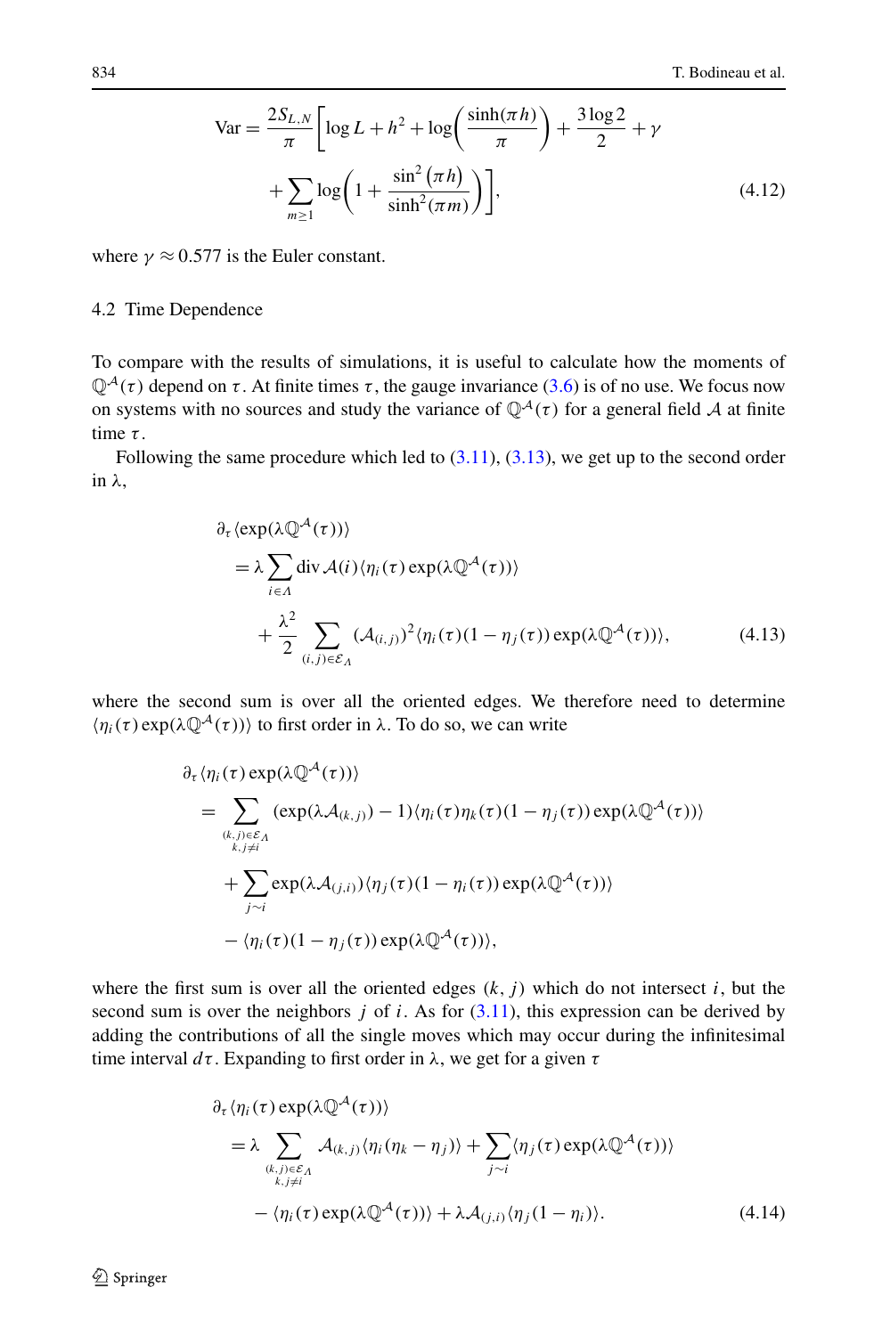$$
\mathrm{Var} = \frac{2S_{L,N}}{\pi}\left[\log L + h^2 + \log\left(\frac{\sinh(\pi h)}{\pi}\right) + \frac{3\log 2}{2} + \gamma \right.
$$

$$
\left. + \sum_{m\geq 1} \log\left(1 + \frac{\sin^2(\pi h)}{\sinh^2(\pi m)}\right)\right], \tag{4.12}
$$

where $\gamma \approx 0.577$ is the Euler constant.

## 4.2 Time Dependence

To compare with the results of simulations, it is useful to calculate how the moments of $\mathbb{Q}^{\mathcal{A}}(\tau)$ depend on $\tau$. At finite times $\tau$, the gauge invariance (3.6) is of no use. We focus now on systems with no sources and study the variance of $\mathbb{Q}^{\mathcal{A}}(\tau)$ for a general field $\mathcal{A}$ at finite time $\tau$.

Following the same procedure which led to (3.11), (3.13), we get up to the second order in $\lambda$,

$$
\begin{aligned}
&\partial_\tau \langle \exp(\lambda \mathbb{Q}^{\mathcal{A}}(\tau))\rangle \\
&\quad = \lambda \sum_{i\in\Lambda} \operatorname{div} \mathcal{A}(i) \langle \eta_i(\tau) \exp(\lambda \mathbb{Q}^{\mathcal{A}}(\tau))\rangle \\
&\qquad + \frac{\lambda^2}{2} \sum_{(i,j)\in\mathcal{E}_\Lambda} (\mathcal{A}_{(i,j)})^2 \langle \eta_i(\tau)(1-\eta_j(\tau)) \exp(\lambda \mathbb{Q}^{\mathcal{A}}(\tau))\rangle,
\end{aligned} \tag{4.13}
$$

where the second sum is over all the oriented edges. We therefore need to determine $\langle \eta_i(\tau) \exp(\lambda \mathbb{Q}^{\mathcal{A}}(\tau))\rangle$ to first order in $\lambda$. To do so, we can write

$$
\begin{aligned}
&\partial_\tau \langle \eta_i(\tau) \exp(\lambda \mathbb{Q}^{\mathcal{A}}(\tau))\rangle \\
&\quad = \sum_{\substack{(k,j)\in\mathcal{E}_\Lambda \\ k,j\neq i}} (\exp(\lambda \mathcal{A}_{(k,j)}) - 1) \langle \eta_i(\tau)\eta_k(\tau)(1-\eta_j(\tau)) \exp(\lambda \mathbb{Q}^{\mathcal{A}}(\tau))\rangle \\
&\qquad + \sum_{j\sim i} \exp(\lambda \mathcal{A}_{(j,i)}) \langle \eta_j(\tau)(1-\eta_i(\tau)) \exp(\lambda \mathbb{Q}^{\mathcal{A}}(\tau))\rangle \\
&\qquad - \langle \eta_i(\tau)(1-\eta_j(\tau)) \exp(\lambda \mathbb{Q}^{\mathcal{A}}(\tau))\rangle,
\end{aligned}
$$

where the first sum is over all the oriented edges $(k, j)$ which do not intersect $i$, but the second sum is over the neighbors $j$ of $i$. As for (3.11), this expression can be derived by adding the contributions of all the single moves which may occur during the infinitesimal time interval $d\tau$. Expanding to first order in $\lambda$, we get for a given $\tau$

$$
\begin{aligned}
&\partial_\tau \langle \eta_i(\tau) \exp(\lambda \mathbb{Q}^{\mathcal{A}}(\tau))\rangle \\
&\quad = \lambda \sum_{\substack{(k,j)\in\mathcal{E}_\Lambda \\ k,j\neq i}} \mathcal{A}_{(k,j)} \langle \eta_i(\eta_k - \eta_j)\rangle + \sum_{j\sim i} \langle \eta_j(\tau) \exp(\lambda \mathbb{Q}^{\mathcal{A}}(\tau))\rangle \\
&\qquad - \langle \eta_i(\tau) \exp(\lambda \mathbb{Q}^{\mathcal{A}}(\tau))\rangle + \lambda \mathcal{A}_{(j,i)} \langle \eta_j(1-\eta_i)\rangle.
\end{aligned} \tag{4.14}
$$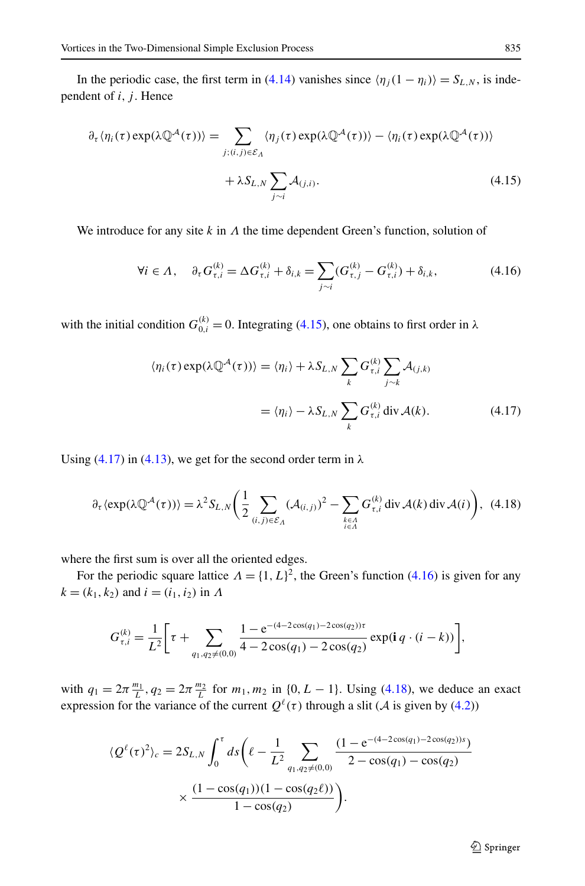In the periodic case, the first term in (4.14) vanishes since $\langle \eta_j(1-\eta_i)\rangle = S_{L,N}$, is independent of $i$, $j$. Hence

$$\partial_\tau \langle \eta_i(\tau)\exp(\lambda \mathbb{Q}^{\mathcal{A}}(\tau))\rangle = \sum_{j;(i,j)\in\mathcal{E}_\Lambda} \langle \eta_j(\tau)\exp(\lambda \mathbb{Q}^{\mathcal{A}}(\tau))\rangle - \langle \eta_i(\tau)\exp(\lambda \mathbb{Q}^{\mathcal{A}}(\tau))\rangle$$
$$+ \lambda S_{L,N}\sum_{j\sim i}\mathcal{A}_{(j,i)}. \tag{4.15}$$

We introduce for any site $k$ in $\Lambda$ the time dependent Green's function, solution of

$$\forall i\in\Lambda,\quad \partial_\tau G^{(k)}_{\tau,i} = \Delta G^{(k)}_{\tau,i} + \delta_{i,k} = \sum_{j\sim i}(G^{(k)}_{\tau,j} - G^{(k)}_{\tau,i}) + \delta_{i,k}, \tag{4.16}$$

with the initial condition $G^{(k)}_{0,i} = 0$. Integrating (4.15), one obtains to first order in $\lambda$

$$\langle \eta_i(\tau)\exp(\lambda \mathbb{Q}^{\mathcal{A}}(\tau))\rangle = \langle \eta_i\rangle + \lambda S_{L,N}\sum_k G^{(k)}_{\tau,i}\sum_{j\sim k}\mathcal{A}_{(j,k)}$$
$$= \langle \eta_i\rangle - \lambda S_{L,N}\sum_k G^{(k)}_{\tau,i}\,\mathrm{div}\,\mathcal{A}(k). \tag{4.17}$$

Using (4.17) in (4.13), we get for the second order term in $\lambda$

$$\partial_\tau\langle \exp(\lambda \mathbb{Q}^{\mathcal{A}}(\tau))\rangle = \lambda^2 S_{L,N}\left(\frac{1}{2}\sum_{(i,j)\in\mathcal{E}_\Lambda}(\mathcal{A}_{(i,j)})^2 - \sum_{\substack{k\in\Lambda\\ i\in\Lambda}} G^{(k)}_{\tau,i}\,\mathrm{div}\,\mathcal{A}(k)\,\mathrm{div}\,\mathcal{A}(i)\right), \tag{4.18}$$

where the first sum is over all the oriented edges.

For the periodic square lattice $\Lambda = \{1, L\}^2$, the Green's function (4.16) is given for any $k = (k_1, k_2)$ and $i = (i_1, i_2)$ in $\Lambda$

$$G^{(k)}_{\tau,i} = \frac{1}{L^2}\left[\tau + \sum_{q_1,q_2\neq(0,0)}\frac{1-\mathrm{e}^{-(4-2\cos(q_1)-2\cos(q_2))\tau}}{4-2\cos(q_1)-2\cos(q_2)}\exp(\mathbf{i}\,q\cdot(i-k))\right],$$

with $q_1 = 2\pi\frac{m_1}{L}$, $q_2 = 2\pi\frac{m_2}{L}$ for $m_1, m_2$ in $\{0, L-1\}$. Using (4.18), we deduce an exact expression for the variance of the current $Q^\ell(\tau)$ through a slit ($\mathcal{A}$ is given by (4.2))

$$\langle Q^\ell(\tau)^2\rangle_c = 2S_{L,N}\int_0^\tau ds\left(\ell - \frac{1}{L^2}\sum_{q_1,q_2\neq(0,0)}\frac{(1-\mathrm{e}^{-(4-2\cos(q_1)-2\cos(q_2))s})}{2-\cos(q_1)-\cos(q_2)}\right.$$
$$\left.\times\frac{(1-\cos(q_1))(1-\cos(q_2\ell))}{1-\cos(q_2)}\right).$$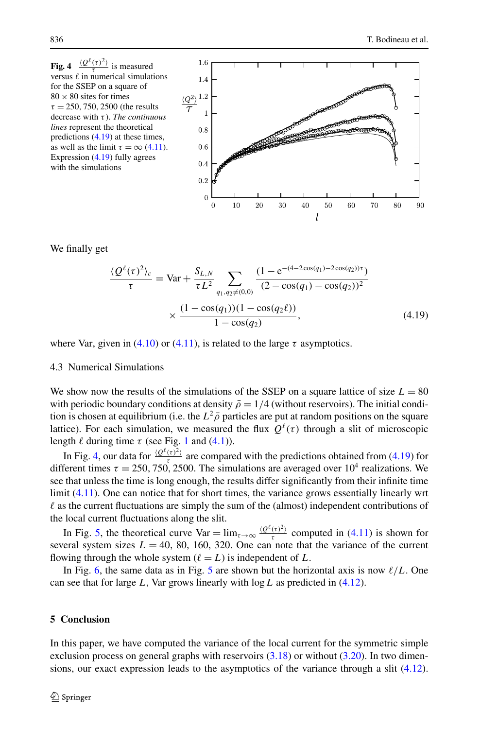**Fig. 4** $\frac{\langle Q^\ell(\tau)^2\rangle}{\tau}$ is measured versus $\ell$ in numerical simulations for the SSEP on a square of $80 \times 80$ sites for times $\tau = 250, 750, 2500$ (the results decrease with $\tau$). *The continuous lines* represent the theoretical predictions (4.19) at these times, as well as the limit $\tau = \infty$ (4.11). Expression (4.19) fully agrees with the simulations

We finally get

$$
\frac{\langle Q^\ell(\tau)^2\rangle_c}{\tau} = \text{Var} + \frac{S_{L,N}}{\tau L^2} \sum_{q_1,q_2 \neq (0,0)} \frac{(1 - e^{-(4-2\cos(q_1)-2\cos(q_2))\tau})}{(2 - \cos(q_1) - \cos(q_2))^2} \times \frac{(1-\cos(q_1))(1-\cos(q_2\ell))}{1-\cos(q_2)}, \tag{4.19}
$$

where Var, given in (4.10) or (4.11), is related to the large $\tau$ asymptotics.

### 4.3 Numerical Simulations

We show now the results of the simulations of the SSEP on a square lattice of size $L = 80$ with periodic boundary conditions at density $\bar{\rho} = 1/4$ (without reservoirs). The initial condition is chosen at equilibrium (i.e. the $L^2\bar{\rho}$ particles are put at random positions on the square lattice). For each simulation, we measured the flux $Q^\ell(\tau)$ through a slit of microscopic length $\ell$ during time $\tau$ (see Fig. 1 and (4.1)).

In Fig. 4, our data for $\frac{\langle Q^\ell(\tau)^2\rangle}{\tau}$ are compared with the predictions obtained from (4.19) for different times $\tau = 250, 750, 2500$. The simulations are averaged over $10^4$ realizations. We see that unless the time is long enough, the results differ significantly from their infinite time limit (4.11). One can notice that for short times, the variance grows essentially linearly wrt $\ell$ as the current fluctuations are simply the sum of the (almost) independent contributions of the local current fluctuations along the slit.

In Fig. 5, the theoretical curve $\text{Var} = \lim_{\tau\to\infty} \frac{\langle Q^\ell(\tau)^2\rangle}{\tau}$ computed in (4.11) is shown for several system sizes $L = 40, 80, 160, 320$. One can note that the variance of the current flowing through the whole system ($\ell = L$) is independent of $L$.

In Fig. 6, the same data as in Fig. 5 are shown but the horizontal axis is now $\ell/L$. One can see that for large $L$, Var grows linearly with $\log L$ as predicted in (4.12).

## 5 Conclusion

In this paper, we have computed the variance of the local current for the symmetric simple exclusion process on general graphs with reservoirs (3.18) or without (3.20). In two dimensions, our exact expression leads to the asymptotics of the variance through a slit (4.12).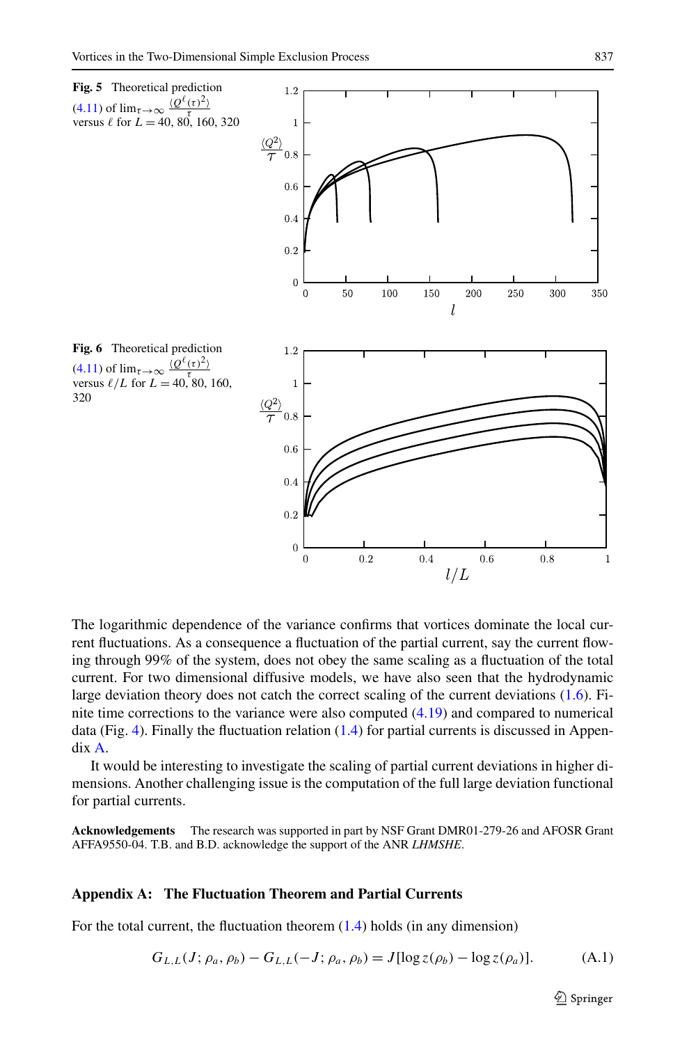**Fig. 5** Theoretical prediction (4.11) of $\lim_{\tau\to\infty} \frac{\langle Q^\ell(\tau)^2\rangle}{\tau}$ versus $\ell$ for $L = 40, 80, 160, 320$

**Fig. 6** Theoretical prediction (4.11) of $\lim_{\tau\to\infty} \frac{\langle Q^\ell(\tau)^2\rangle}{\tau}$ versus $\ell/L$ for $L = 40, 80, 160, 320$

The logarithmic dependence of the variance confirms that vortices dominate the local current fluctuations. As a consequence a fluctuation of the partial current, say the current flowing through 99% of the system, does not obey the same scaling as a fluctuation of the total current. For two dimensional diffusive models, we have also seen that the hydrodynamic large deviation theory does not catch the correct scaling of the current deviations (1.6). Finite time corrections to the variance were also computed (4.19) and compared to numerical data (Fig. 4). Finally the fluctuation relation (1.4) for partial currents is discussed in Appendix A.

It would be interesting to investigate the scaling of partial current deviations in higher dimensions. Another challenging issue is the computation of the full large deviation functional for partial currents.

**Acknowledgements** The research was supported in part by NSF Grant DMR01-279-26 and AFOSR Grant AFFA9550-04. T.B. and B.D. acknowledge the support of the ANR *LHMSHE*.

## Appendix A: The Fluctuation Theorem and Partial Currents

For the total current, the fluctuation theorem (1.4) holds (in any dimension)

$$G_{L,L}(J;\rho_a,\rho_b) - G_{L,L}(-J;\rho_a,\rho_b) = J[\log z(\rho_b) - \log z(\rho_a)]. \tag{A.1}$$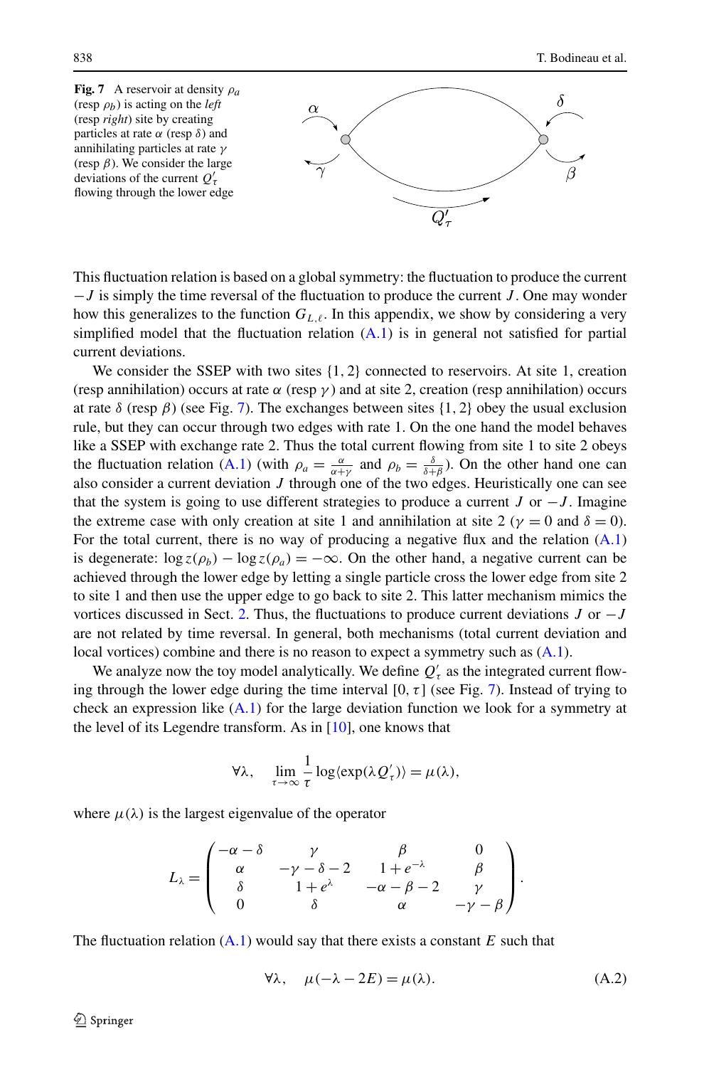**Fig. 7** A reservoir at density $\rho_a$ (resp $\rho_b$) is acting on the *left* (resp *right*) site by creating particles at rate $\alpha$ (resp $\delta$) and annihilating particles at rate $\gamma$ (resp $\beta$). We consider the large deviations of the current $Q'_\tau$ flowing through the lower edge

This fluctuation relation is based on a global symmetry: the fluctuation to produce the current $-J$ is simply the time reversal of the fluctuation to produce the current $J$. One may wonder how this generalizes to the function $G_{L,\ell}$. In this appendix, we show by considering a very simplified model that the fluctuation relation (A.1) is in general not satisfied for partial current deviations.

We consider the SSEP with two sites $\{1,2\}$ connected to reservoirs. At site 1, creation (resp annihilation) occurs at rate $\alpha$ (resp $\gamma$) and at site 2, creation (resp annihilation) occurs at rate $\delta$ (resp $\beta$) (see Fig. 7). The exchanges between sites $\{1,2\}$ obey the usual exclusion rule, but they can occur through two edges with rate 1. On the one hand the model behaves like a SSEP with exchange rate 2. Thus the total current flowing from site 1 to site 2 obeys the fluctuation relation (A.1) (with $\rho_a = \frac{\alpha}{\alpha+\gamma}$ and $\rho_b = \frac{\delta}{\delta+\beta}$). On the other hand one can also consider a current deviation $J$ through one of the two edges. Heuristically one can see that the system is going to use different strategies to produce a current $J$ or $-J$. Imagine the extreme case with only creation at site 1 and annihilation at site 2 ($\gamma = 0$ and $\delta = 0$). For the total current, there is no way of producing a negative flux and the relation (A.1) is degenerate: $\log z(\rho_b) - \log z(\rho_a) = -\infty$. On the other hand, a negative current can be achieved through the lower edge by letting a single particle cross the lower edge from site 2 to site 1 and then use the upper edge to go back to site 2. This latter mechanism mimics the vortices discussed in Sect. 2. Thus, the fluctuations to produce current deviations $J$ or $-J$ are not related by time reversal. In general, both mechanisms (total current deviation and local vortices) combine and there is no reason to expect a symmetry such as (A.1).

We analyze now the toy model analytically. We define $Q'_\tau$ as the integrated current flowing through the lower edge during the time interval $[0,\tau]$ (see Fig. 7). Instead of trying to check an expression like (A.1) for the large deviation function we look for a symmetry at the level of its Legendre transform. As in [10], one knows that

$$\forall \lambda, \quad \lim_{\tau\to\infty} \frac{1}{\tau} \log \langle \exp(\lambda Q'_\tau)\rangle = \mu(\lambda),$$

where $\mu(\lambda)$ is the largest eigenvalue of the operator

$$L_\lambda = \begin{pmatrix} -\alpha-\delta & \gamma & \beta & 0 \\ \alpha & -\gamma-\delta-2 & 1+e^{-\lambda} & \beta \\ \delta & 1+e^{\lambda} & -\alpha-\beta-2 & \gamma \\ 0 & \delta & \alpha & -\gamma-\beta \end{pmatrix}.$$

The fluctuation relation (A.1) would say that there exists a constant $E$ such that

$$\forall \lambda, \quad \mu(-\lambda - 2E) = \mu(\lambda). \tag{A.2}$$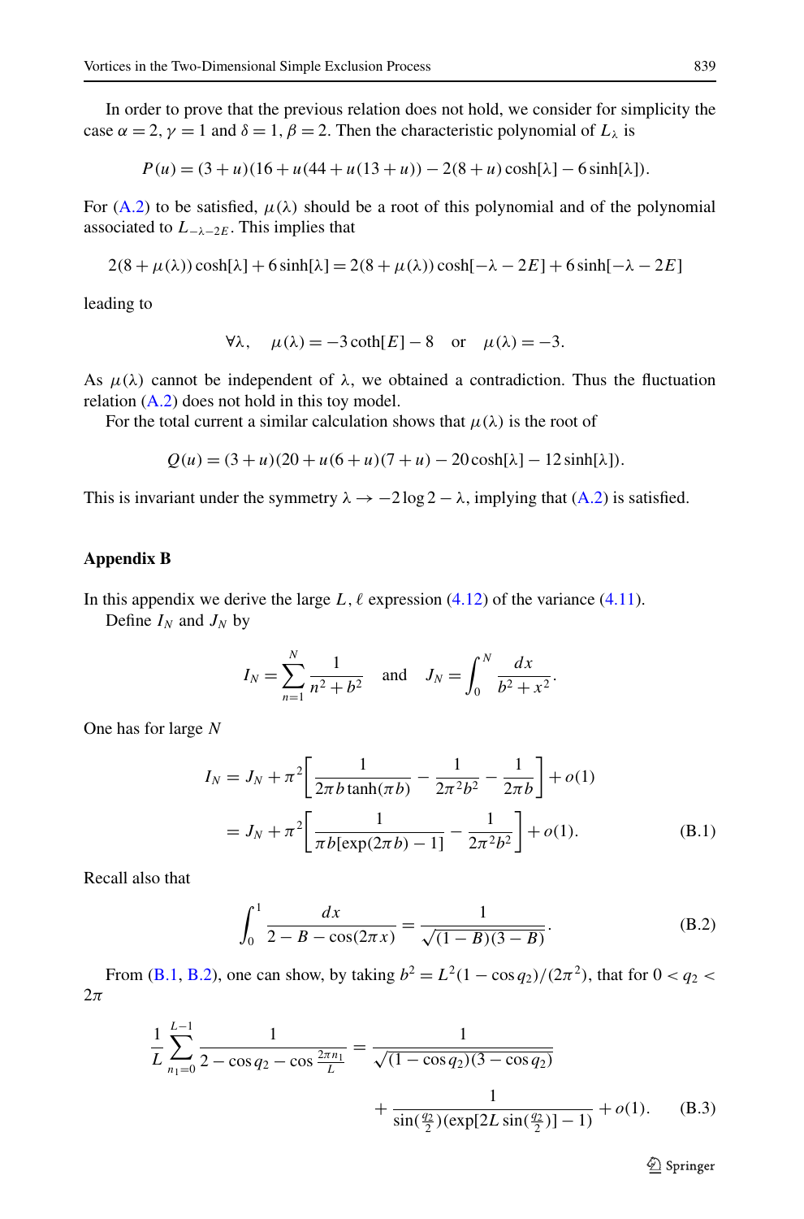In order to prove that the previous relation does not hold, we consider for simplicity the case $\alpha = 2, \gamma = 1$ and $\delta = 1, \beta = 2$. Then the characteristic polynomial of $L_\lambda$ is

$$P(u) = (3+u)(16 + u(44 + u(13+u)) - 2(8+u)\cosh[\lambda] - 6\sinh[\lambda]).$$

For (A.2) to be satisfied, $\mu(\lambda)$ should be a root of this polynomial and of the polynomial associated to $L_{-\lambda-2E}$. This implies that

$$2(8+\mu(\lambda))\cosh[\lambda] + 6\sinh[\lambda] = 2(8+\mu(\lambda))\cosh[-\lambda - 2E] + 6\sinh[-\lambda - 2E]$$

leading to

$$\forall \lambda, \quad \mu(\lambda) = -3\coth[E] - 8 \quad \text{or} \quad \mu(\lambda) = -3.$$

As $\mu(\lambda)$ cannot be independent of $\lambda$, we obtained a contradiction. Thus the fluctuation relation (A.2) does not hold in this toy model.

For the total current a similar calculation shows that $\mu(\lambda)$ is the root of

$$Q(u) = (3+u)(20 + u(6+u)(7+u) - 20\cosh[\lambda] - 12\sinh[\lambda]).$$

This is invariant under the symmetry $\lambda \to -2\log 2 - \lambda$, implying that (A.2) is satisfied.

## Appendix B

In this appendix we derive the large $L, \ell$ expression (4.12) of the variance (4.11).

Define $I_N$ and $J_N$ by

$$I_N = \sum_{n=1}^{N} \frac{1}{n^2 + b^2} \quad \text{and} \quad J_N = \int_0^N \frac{dx}{b^2 + x^2}.$$

One has for large $N$

$$\begin{aligned} I_N &= J_N + \pi^2 \left[ \frac{1}{2\pi b \tanh(\pi b)} - \frac{1}{2\pi^2 b^2} - \frac{1}{2\pi b} \right] + o(1) \\ &= J_N + \pi^2 \left[ \frac{1}{\pi b[\exp(2\pi b) - 1]} - \frac{1}{2\pi^2 b^2} \right] + o(1). \end{aligned} \tag{B.1}$$

Recall also that

$$\int_0^1 \frac{dx}{2 - B - \cos(2\pi x)} = \frac{1}{\sqrt{(1-B)(3-B)}}. \tag{B.2}$$

From (B.1, B.2), one can show, by taking $b^2 = L^2(1 - \cos q_2)/(2\pi^2)$, that for $0 < q_2 < 2\pi$

$$\frac{1}{L} \sum_{n_1=0}^{L-1} \frac{1}{2 - \cos q_2 - \cos \frac{2\pi n_1}{L}} = \frac{1}{\sqrt{(1-\cos q_2)(3 - \cos q_2)}} + \frac{1}{\sin(\frac{q_2}{2})(\exp[2L\sin(\frac{q_2}{2})] - 1)} + o(1). \tag{B.3}$$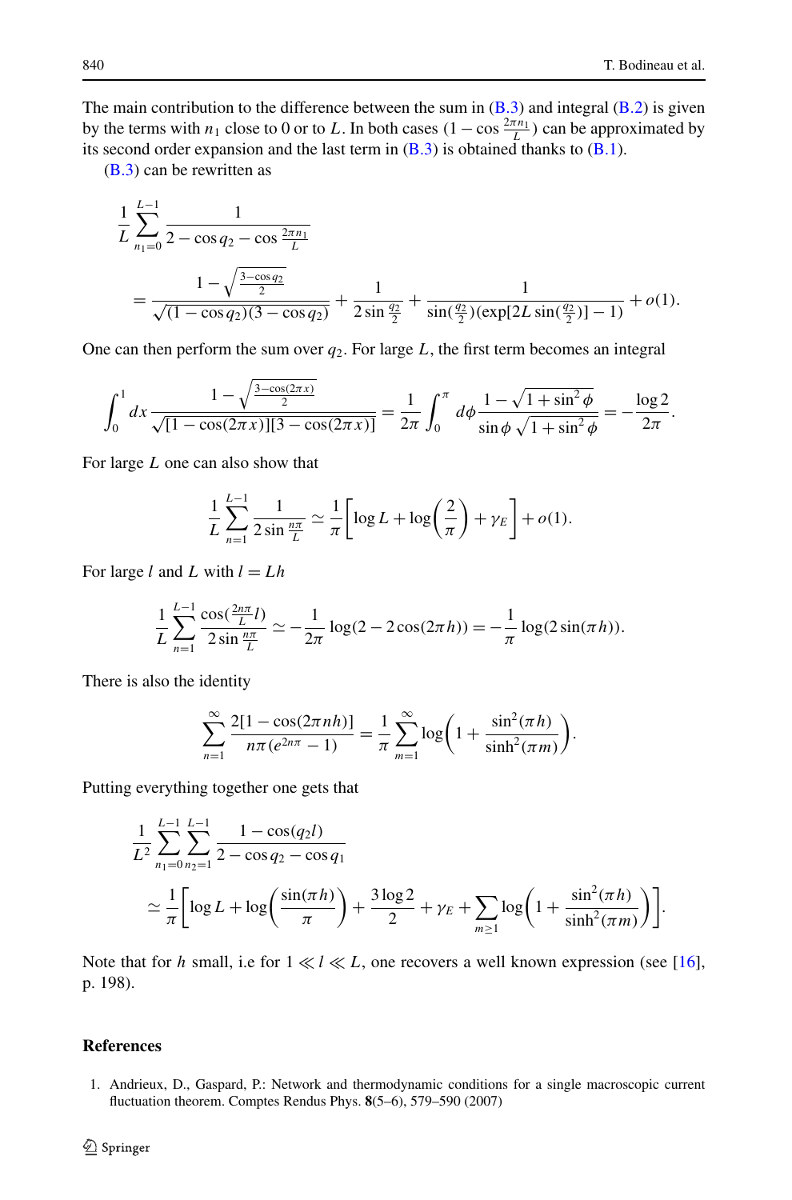The main contribution to the difference between the sum in (B.3) and integral (B.2) is given by the terms with $n_1$ close to 0 or to $L$. In both cases $(1 - \cos \frac{2\pi n_1}{L})$ can be approximated by its second order expansion and the last term in (B.3) is obtained thanks to (B.1).

(B.3) can be rewritten as

$$
\begin{aligned}
&\frac{1}{L} \sum_{n_1=0}^{L-1} \frac{1}{2 - \cos q_2 - \cos \frac{2\pi n_1}{L}} \\
&\quad = \frac{1 - \sqrt{\frac{3 - \cos q_2}{2}}}{\sqrt{(1 - \cos q_2)(3 - \cos q_2)}} + \frac{1}{2 \sin \frac{q_2}{2}} + \frac{1}{\sin(\frac{q_2}{2})(\exp[2L \sin(\frac{q_2}{2})] - 1)} + o(1).
\end{aligned}
$$

One can then perform the sum over $q_2$. For large $L$, the first term becomes an integral

$$
\int_0^1 dx \, \frac{1 - \sqrt{\frac{3 - \cos(2\pi x)}{2}}}{\sqrt{[1 - \cos(2\pi x)][3 - \cos(2\pi x)]}} = \frac{1}{2\pi} \int_0^{\pi} d\phi \, \frac{1 - \sqrt{1 + \sin^2 \phi}}{\sin \phi \sqrt{1 + \sin^2 \phi}} = -\frac{\log 2}{2\pi}.
$$

For large $L$ one can also show that

$$
\frac{1}{L} \sum_{n=1}^{L-1} \frac{1}{2 \sin \frac{n\pi}{L}} \simeq \frac{1}{\pi} \left[ \log L + \log\left(\frac{2}{\pi}\right) + \gamma_E \right] + o(1).
$$

For large $l$ and $L$ with $l = Lh$

$$
\frac{1}{L} \sum_{n=1}^{L-1} \frac{\cos(\frac{2n\pi}{L} l)}{2 \sin \frac{n\pi}{L}} \simeq -\frac{1}{2\pi} \log(2 - 2\cos(2\pi h)) = -\frac{1}{\pi} \log(2 \sin(\pi h)).
$$

There is also the identity

$$
\sum_{n=1}^{\infty} \frac{2[1 - \cos(2\pi n h)]}{n\pi (e^{2n\pi} - 1)} = \frac{1}{\pi} \sum_{m=1}^{\infty} \log\left(1 + \frac{\sin^2(\pi h)}{\sinh^2(\pi m)}\right).
$$

Putting everything together one gets that

$$
\begin{aligned}
&\frac{1}{L^2} \sum_{n_1=0}^{L-1} \sum_{n_2=1}^{L-1} \frac{1 - \cos(q_2 l)}{2 - \cos q_2 - \cos q_1} \\
&\quad \simeq \frac{1}{\pi} \left[ \log L + \log\left(\frac{\sin(\pi h)}{\pi}\right) + \frac{3 \log 2}{2} + \gamma_E + \sum_{m \geq 1} \log\left(1 + \frac{\sin^2(\pi h)}{\sinh^2(\pi m)}\right) \right].
\end{aligned}
$$

Note that for $h$ small, i.e for $1 \ll l \ll L$, one recovers a well known expression (see [16], p. 198).

## References

1. Andrieux, D., Gaspard, P.: Network and thermodynamic conditions for a single macroscopic current fluctuation theorem. Comptes Rendus Phys. **8**(5–6), 579–590 (2007)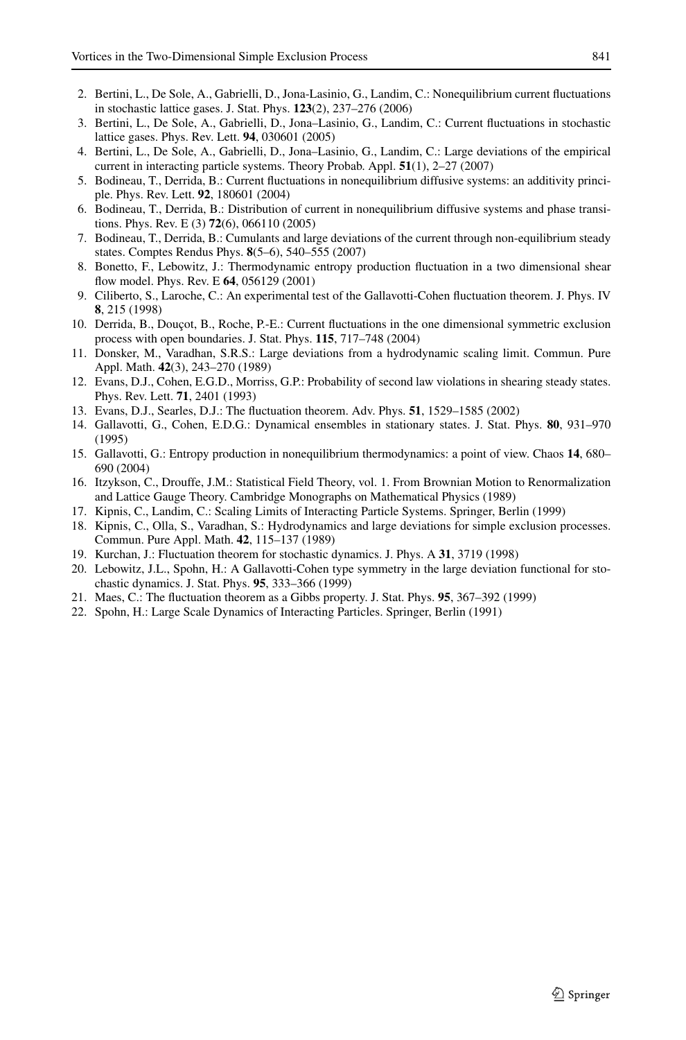2. Bertini, L., De Sole, A., Gabrielli, D., Jona-Lasinio, G., Landim, C.: Nonequilibrium current fluctuations in stochastic lattice gases. J. Stat. Phys. **123**(2), 237–276 (2006)
3. Bertini, L., De Sole, A., Gabrielli, D., Jona–Lasinio, G., Landim, C.: Current fluctuations in stochastic lattice gases. Phys. Rev. Lett. **94**, 030601 (2005)
4. Bertini, L., De Sole, A., Gabrielli, D., Jona–Lasinio, G., Landim, C.: Large deviations of the empirical current in interacting particle systems. Theory Probab. Appl. **51**(1), 2–27 (2007)
5. Bodineau, T., Derrida, B.: Current fluctuations in nonequilibrium diffusive systems: an additivity principle. Phys. Rev. Lett. **92**, 180601 (2004)
6. Bodineau, T., Derrida, B.: Distribution of current in nonequilibrium diffusive systems and phase transitions. Phys. Rev. E (3) **72**(6), 066110 (2005)
7. Bodineau, T., Derrida, B.: Cumulants and large deviations of the current through non-equilibrium steady states. Comptes Rendus Phys. **8**(5–6), 540–555 (2007)
8. Bonetto, F., Lebowitz, J.: Thermodynamic entropy production fluctuation in a two dimensional shear flow model. Phys. Rev. E **64**, 056129 (2001)
9. Ciliberto, S., Laroche, C.: An experimental test of the Gallavotti-Cohen fluctuation theorem. J. Phys. IV **8**, 215 (1998)
10. Derrida, B., Douçot, B., Roche, P.-E.: Current fluctuations in the one dimensional symmetric exclusion process with open boundaries. J. Stat. Phys. **115**, 717–748 (2004)
11. Donsker, M., Varadhan, S.R.S.: Large deviations from a hydrodynamic scaling limit. Commun. Pure Appl. Math. **42**(3), 243–270 (1989)
12. Evans, D.J., Cohen, E.G.D., Morriss, G.P.: Probability of second law violations in shearing steady states. Phys. Rev. Lett. **71**, 2401 (1993)
13. Evans, D.J., Searles, D.J.: The fluctuation theorem. Adv. Phys. **51**, 1529–1585 (2002)
14. Gallavotti, G., Cohen, E.D.G.: Dynamical ensembles in stationary states. J. Stat. Phys. **80**, 931–970 (1995)
15. Gallavotti, G.: Entropy production in nonequilibrium thermodynamics: a point of view. Chaos **14**, 680–690 (2004)
16. Itzykson, C., Drouffe, J.M.: Statistical Field Theory, vol. 1. From Brownian Motion to Renormalization and Lattice Gauge Theory. Cambridge Monographs on Mathematical Physics (1989)
17. Kipnis, C., Landim, C.: Scaling Limits of Interacting Particle Systems. Springer, Berlin (1999)
18. Kipnis, C., Olla, S., Varadhan, S.: Hydrodynamics and large deviations for simple exclusion processes. Commun. Pure Appl. Math. **42**, 115–137 (1989)
19. Kurchan, J.: Fluctuation theorem for stochastic dynamics. J. Phys. A **31**, 3719 (1998)
20. Lebowitz, J.L., Spohn, H.: A Gallavotti-Cohen type symmetry in the large deviation functional for stochastic dynamics. J. Stat. Phys. **95**, 333–366 (1999)
21. Maes, C.: The fluctuation theorem as a Gibbs property. J. Stat. Phys. **95**, 367–392 (1999)
22. Spohn, H.: Large Scale Dynamics of Interacting Particles. Springer, Berlin (1991)